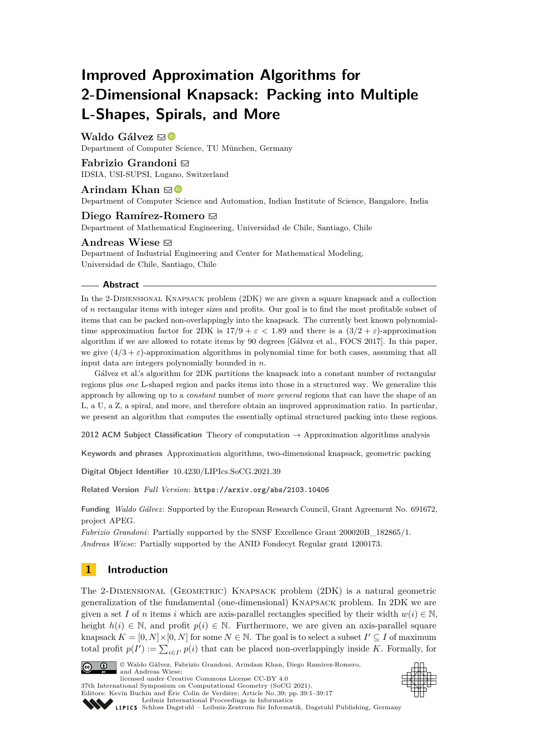# Improved Approximation Algorithms for 2-Dimensional Knapsack: Packing into Multiple L-Shapes, Spirals, and More

**Waldo Gálvez**
Department of Computer Science, TU München, Germany

**Fabrizio Grandoni**
IDSIA, USI-SUPSI, Lugano, Switzerland

**Arindam Khan**
Department of Computer Science and Automation, Indian Institute of Science, Bangalore, India

**Diego Ramírez-Romero**
Department of Mathematical Engineering, Universidad de Chile, Santiago, Chile

**Andreas Wiese**
Department of Industrial Engineering and Center for Mathematical Modeling, Universidad de Chile, Santiago, Chile

## Abstract

In the 2-Dimensional Knapsack problem (2DK) we are given a square knapsack and a collection of $n$ rectangular items with integer sizes and profits. Our goal is to find the most profitable subset of items that can be packed non-overlappingly into the knapsack. The currently best known polynomial-time approximation factor for 2DK is $17/9 + \varepsilon < 1.89$ and there is a $(3/2 + \varepsilon)$-approximation algorithm if we are allowed to rotate items by 90 degrees [Gálvez et al., FOCS 2017]. In this paper, we give $(4/3 + \varepsilon)$-approximation algorithms in polynomial time for both cases, assuming that all input data are integers polynomially bounded in $n$.

Gálvez et al.'s algorithm for 2DK partitions the knapsack into a constant number of rectangular regions plus *one* L-shaped region and packs items into those in a structured way. We generalize this approach by allowing up to a *constant* number of *more general* regions that can have the shape of an L, a U, a Z, a spiral, and more, and therefore obtain an improved approximation ratio. In particular, we present an algorithm that computes the essentially optimal structured packing into these regions.

**2012 ACM Subject Classification** Theory of computation → Approximation algorithms analysis

**Keywords and phrases** Approximation algorithms, two-dimensional knapsack, geometric packing

**Digital Object Identifier** 10.4230/LIPIcs.SoCG.2021.39

**Related Version** *Full Version*: https://arxiv.org/abs/2103.10406

**Funding** *Waldo Gálvez*: Supported by the European Research Council, Grant Agreement No. 691672, project APEG.
*Fabrizio Grandoni*: Partially supported by the SNSF Excellence Grant 200020B_182865/1.
*Andreas Wiese*: Partially supported by the ANID Fondecyt Regular grant 1200173.

## 1 Introduction

The 2-Dimensional (Geometric) Knapsack problem (2DK) is a natural geometric generalization of the fundamental (one-dimensional) Knapsack problem. In 2DK we are given a set $I$ of $n$ items $i$ which are axis-parallel rectangles specified by their width $w(i) \in \mathbb{N}$, height $h(i) \in \mathbb{N}$, and profit $p(i) \in \mathbb{N}$. Furthermore, we are given an axis-parallel square knapsack $K = [0, N] \times [0, N]$ for some $N \in \mathbb{N}$. The goal is to select a subset $I' \subseteq I$ of maximum total profit $p(I') := \sum_{i \in I'} p(i)$ that can be placed non-overlappingly inside $K$. Formally, for

© Waldo Gálvez, Fabrizio Grandoni, Arindam Khan, Diego Ramírez-Romero, and Andreas Wiese; licensed under Creative Commons License CC-BY 4.0
37th International Symposium on Computational Geometry (SoCG 2021).
Editors: Kevin Buchin and Éric Colin de Verdière; Article No. 39; pp. 39:1–39:17
Leibniz International Proceedings in Informatics
Schloss Dagstuhl – Leibniz-Zentrum für Informatik, Dagstuhl Publishing, Germany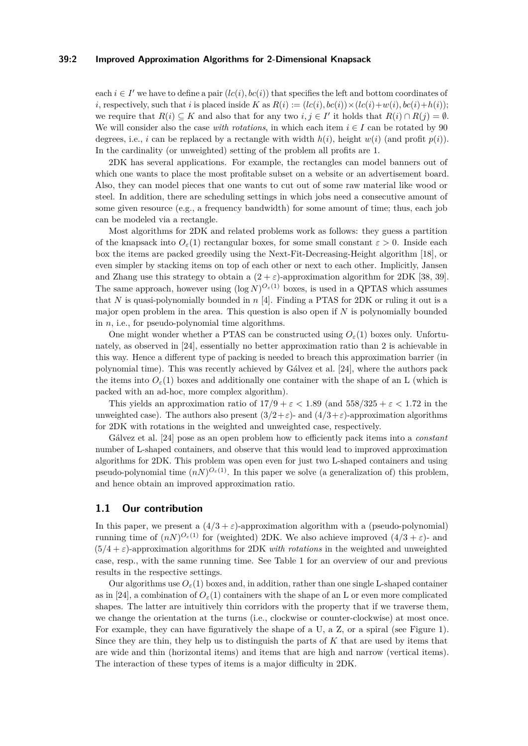each $i \in I'$ we have to define a pair $(lc(i), bc(i))$ that specifies the left and bottom coordinates of $i$, respectively, such that $i$ is placed inside $K$ as $R(i) := (lc(i), bc(i)) \times (lc(i)+w(i), bc(i)+h(i))$; we require that $R(i) \subseteq K$ and also that for any two $i, j \in I'$ it holds that $R(i) \cap R(j) = \emptyset$. We will consider also the case *with rotations*, in which each item $i \in I$ can be rotated by 90 degrees, i.e., $i$ can be replaced by a rectangle with width $h(i)$, height $w(i)$ (and profit $p(i)$). In the cardinality (or unweighted) setting of the problem all profits are 1.

2DK has several applications. For example, the rectangles can model banners out of which one wants to place the most profitable subset on a website or an advertisement board. Also, they can model pieces that one wants to cut out of some raw material like wood or steel. In addition, there are scheduling settings in which jobs need a consecutive amount of some given resource (e.g., a frequency bandwidth) for some amount of time; thus, each job can be modeled via a rectangle.

Most algorithms for 2DK and related problems work as follows: they guess a partition of the knapsack into $O_\varepsilon(1)$ rectangular boxes, for some small constant $\varepsilon > 0$. Inside each box the items are packed greedily using the Next-Fit-Decreasing-Height algorithm [18], or even simpler by stacking items on top of each other or next to each other. Implicitly, Jansen and Zhang use this strategy to obtain a $(2+\varepsilon)$-approximation algorithm for 2DK [38, 39]. The same approach, however using $(\log N)^{O_\varepsilon(1)}$ boxes, is used in a QPTAS which assumes that $N$ is quasi-polynomially bounded in $n$ [4]. Finding a PTAS for 2DK or ruling it out is a major open problem in the area. This question is also open if $N$ is polynomially bounded in $n$, i.e., for pseudo-polynomial time algorithms.

One might wonder whether a PTAS can be constructed using $O_\varepsilon(1)$ boxes only. Unfortunately, as observed in [24], essentially no better approximation ratio than 2 is achievable in this way. Hence a different type of packing is needed to breach this approximation barrier (in polynomial time). This was recently achieved by Gálvez et al. [24], where the authors pack the items into $O_\varepsilon(1)$ boxes and additionally one container with the shape of an L (which is packed with an ad-hoc, more complex algorithm).

This yields an approximation ratio of $17/9 + \varepsilon < 1.89$ (and $558/325 + \varepsilon < 1.72$ in the unweighted case). The authors also present $(3/2+\varepsilon)$- and $(4/3+\varepsilon)$-approximation algorithms for 2DK with rotations in the weighted and unweighted case, respectively.

Gálvez et al. [24] pose as an open problem how to efficiently pack items into a *constant* number of L-shaped containers, and observe that this would lead to improved approximation algorithms for 2DK. This problem was open even for just two L-shaped containers and using pseudo-polynomial time $(nN)^{O_\varepsilon(1)}$. In this paper we solve (a generalization of) this problem, and hence obtain an improved approximation ratio.

## 1.1 Our contribution

In this paper, we present a $(4/3+\varepsilon)$-approximation algorithm with a (pseudo-polynomial) running time of $(nN)^{O_\varepsilon(1)}$ for (weighted) 2DK. We also achieve improved $(4/3+\varepsilon)$- and $(5/4+\varepsilon)$-approximation algorithms for 2DK *with rotations* in the weighted and unweighted case, resp., with the same running time. See Table 1 for an overview of our and previous results in the respective settings.

Our algorithms use $O_\varepsilon(1)$ boxes and, in addition, rather than one single L-shaped container as in [24], a combination of $O_\varepsilon(1)$ containers with the shape of an L or even more complicated shapes. The latter are intuitively thin corridors with the property that if we traverse them, we change the orientation at the turns (i.e., clockwise or counter-clockwise) at most once. For example, they can have figuratively the shape of a U, a Z, or a spiral (see Figure 1). Since they are thin, they help us to distinguish the parts of $K$ that are used by items that are wide and thin (horizontal items) and items that are high and narrow (vertical items). The interaction of these types of items is a major difficulty in 2DK.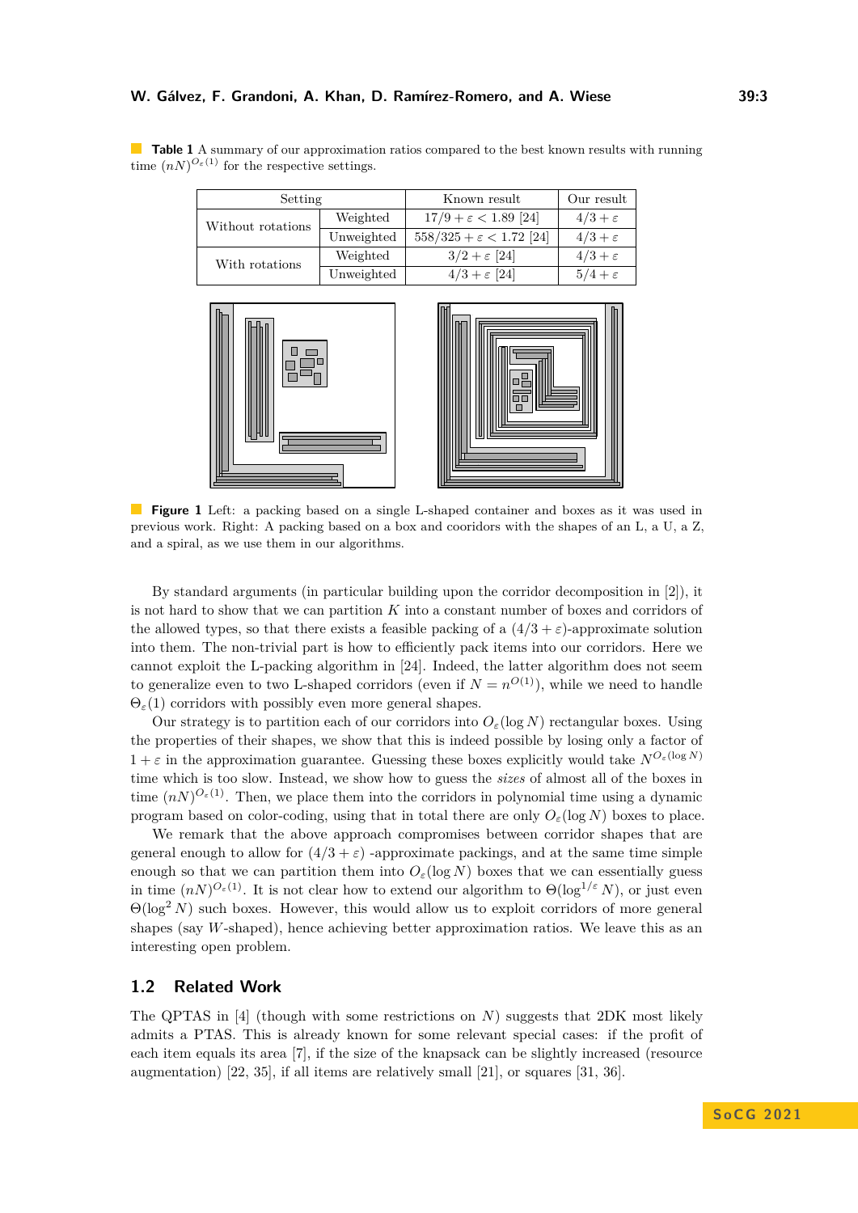**Table 1** A summary of our approximation ratios compared to the best known results with running time $(nN)^{O_\varepsilon(1)}$ for the respective settings.

| Setting | | Known result | Our result |
|---|---|---|---|
| Without rotations | Weighted | $17/9+\varepsilon < 1.89$ [24] | $4/3+\varepsilon$ |
| | Unweighted | $558/325+\varepsilon < 1.72$ [24] | $4/3+\varepsilon$ |
| With rotations | Weighted | $3/2+\varepsilon$ [24] | $4/3+\varepsilon$ |
| | Unweighted | $4/3+\varepsilon$ [24] | $5/4+\varepsilon$ |

**Figure 1** Left: a packing based on a single L-shaped container and boxes as it was used in previous work. Right: A packing based on a box and cooridors with the shapes of an L, a U, a Z, and a spiral, as we use them in our algorithms.

By standard arguments (in particular building upon the corridor decomposition in [2]), it is not hard to show that we can partition $K$ into a constant number of boxes and corridors of the allowed types, so that there exists a feasible packing of a $(4/3+\varepsilon)$-approximate solution into them. The non-trivial part is how to efficiently pack items into our corridors. Here we cannot exploit the L-packing algorithm in [24]. Indeed, the latter algorithm does not seem to generalize even to two L-shaped corridors (even if $N = n^{O(1)}$), while we need to handle $\Theta_\varepsilon(1)$ corridors with possibly even more general shapes.

Our strategy is to partition each of our corridors into $O_\varepsilon(\log N)$ rectangular boxes. Using the properties of their shapes, we show that this is indeed possible by losing only a factor of $1+\varepsilon$ in the approximation guarantee. Guessing these boxes explicitly would take $N^{O_\varepsilon(\log N)}$ time which is too slow. Instead, we show how to guess the *sizes* of almost all of the boxes in time $(nN)^{O_\varepsilon(1)}$. Then, we place them into the corridors in polynomial time using a dynamic program based on color-coding, using that in total there are only $O_\varepsilon(\log N)$ boxes to place.

We remark that the above approach compromises between corridor shapes that are general enough to allow for $(4/3+\varepsilon)$ -approximate packings, and at the same time simple enough so that we can partition them into $O_\varepsilon(\log N)$ boxes that we can essentially guess in time $(nN)^{O_\varepsilon(1)}$. It is not clear how to extend our algorithm to $\Theta(\log^{1/\varepsilon} N)$, or just even $\Theta(\log^2 N)$ such boxes. However, this would allow us to exploit corridors of more general shapes (say $W$-shaped), hence achieving better approximation ratios. We leave this as an interesting open problem.

## 1.2 Related Work

The QPTAS in [4] (though with some restrictions on $N$) suggests that 2DK most likely admits a PTAS. This is already known for some relevant special cases: if the profit of each item equals its area [7], if the size of the knapsack can be slightly increased (resource augmentation) [22, 35], if all items are relatively small [21], or squares [31, 36].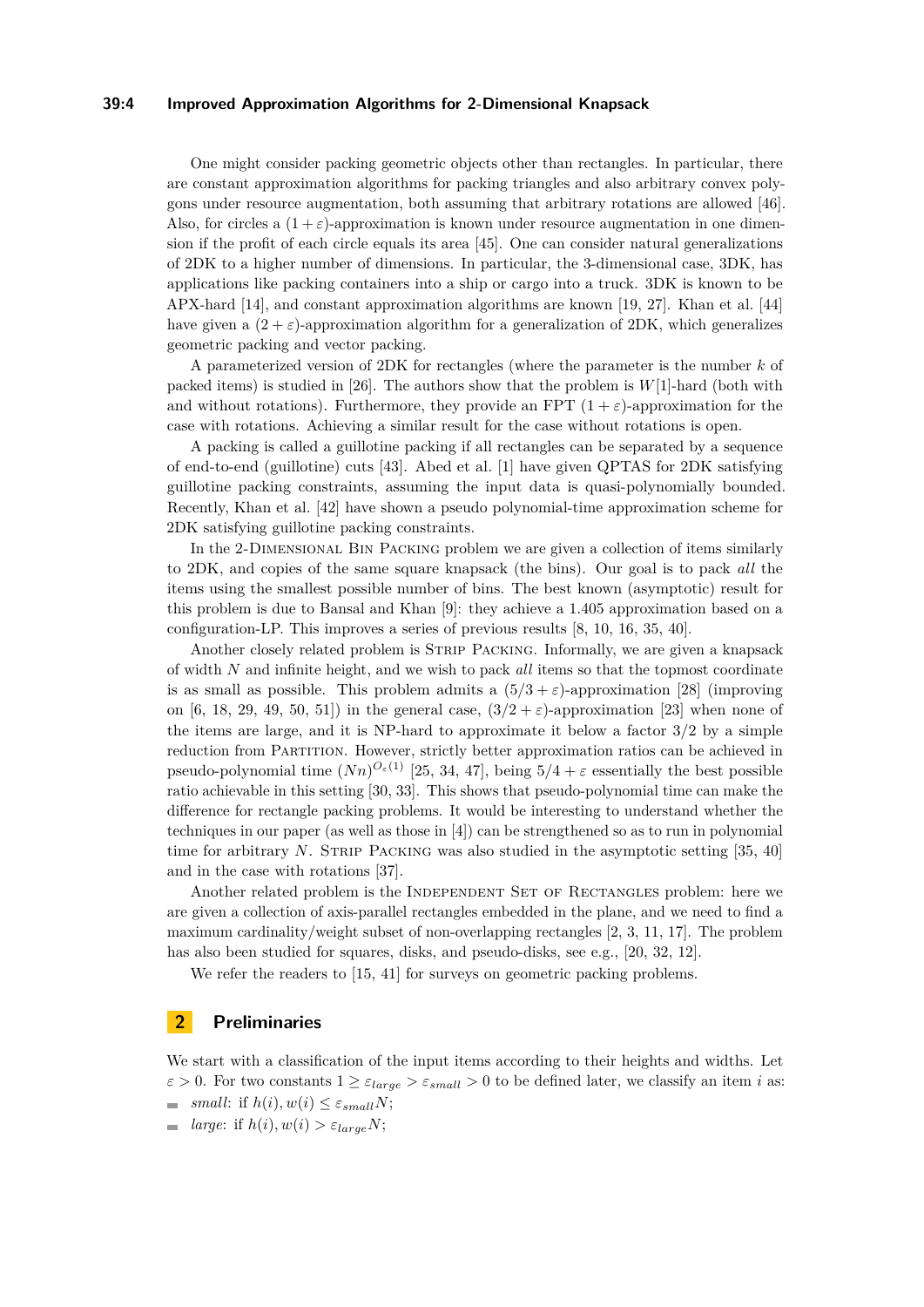One might consider packing geometric objects other than rectangles. In particular, there are constant approximation algorithms for packing triangles and also arbitrary convex polygons under resource augmentation, both assuming that arbitrary rotations are allowed [46]. Also, for circles a $(1+\varepsilon)$-approximation is known under resource augmentation in one dimension if the profit of each circle equals its area [45]. One can consider natural generalizations of 2DK to a higher number of dimensions. In particular, the 3-dimensional case, 3DK, has applications like packing containers into a ship or cargo into a truck. 3DK is known to be APX-hard [14], and constant approximation algorithms are known [19, 27]. Khan et al. [44] have given a $(2+\varepsilon)$-approximation algorithm for a generalization of 2DK, which generalizes geometric packing and vector packing.

A parameterized version of 2DK for rectangles (where the parameter is the number $k$ of packed items) is studied in [26]. The authors show that the problem is $W[1]$-hard (both with and without rotations). Furthermore, they provide an FPT $(1+\varepsilon)$-approximation for the case with rotations. Achieving a similar result for the case without rotations is open.

A packing is called a guillotine packing if all rectangles can be separated by a sequence of end-to-end (guillotine) cuts [43]. Abed et al. [1] have given QPTAS for 2DK satisfying guillotine packing constraints, assuming the input data is quasi-polynomially bounded. Recently, Khan et al. [42] have shown a pseudo polynomial-time approximation scheme for 2DK satisfying guillotine packing constraints.

In the 2-Dimensional Bin Packing problem we are given a collection of items similarly to 2DK, and copies of the same square knapsack (the bins). Our goal is to pack *all* the items using the smallest possible number of bins. The best known (asymptotic) result for this problem is due to Bansal and Khan [9]: they achieve a 1.405 approximation based on a configuration-LP. This improves a series of previous results [8, 10, 16, 35, 40].

Another closely related problem is Strip Packing. Informally, we are given a knapsack of width $N$ and infinite height, and we wish to pack *all* items so that the topmost coordinate is as small as possible. This problem admits a $(5/3+\varepsilon)$-approximation [28] (improving on [6, 18, 29, 49, 50, 51]) in the general case, $(3/2+\varepsilon)$-approximation [23] when none of the items are large, and it is NP-hard to approximate it below a factor 3/2 by a simple reduction from Partition. However, strictly better approximation ratios can be achieved in pseudo-polynomial time $(Nn)^{O_\varepsilon(1)}$ [25, 34, 47], being $5/4+\varepsilon$ essentially the best possible ratio achievable in this setting [30, 33]. This shows that pseudo-polynomial time can make the difference for rectangle packing problems. It would be interesting to understand whether the techniques in our paper (as well as those in [4]) can be strengthened so as to run in polynomial time for arbitrary $N$. Strip Packing was also studied in the asymptotic setting [35, 40] and in the case with rotations [37].

Another related problem is the Independent Set of Rectangles problem: here we are given a collection of axis-parallel rectangles embedded in the plane, and we need to find a maximum cardinality/weight subset of non-overlapping rectangles [2, 3, 11, 17]. The problem has also been studied for squares, disks, and pseudo-disks, see e.g., [20, 32, 12].

We refer the readers to [15, 41] for surveys on geometric packing problems.

## 2 Preliminaries

We start with a classification of the input items according to their heights and widths. Let $\varepsilon > 0$. For two constants $1 \geq \varepsilon_{large} > \varepsilon_{small} > 0$ to be defined later, we classify an item $i$ as:

- *small*: if $h(i), w(i) \leq \varepsilon_{small}N$;
- *large*: if $h(i), w(i) > \varepsilon_{large}N$;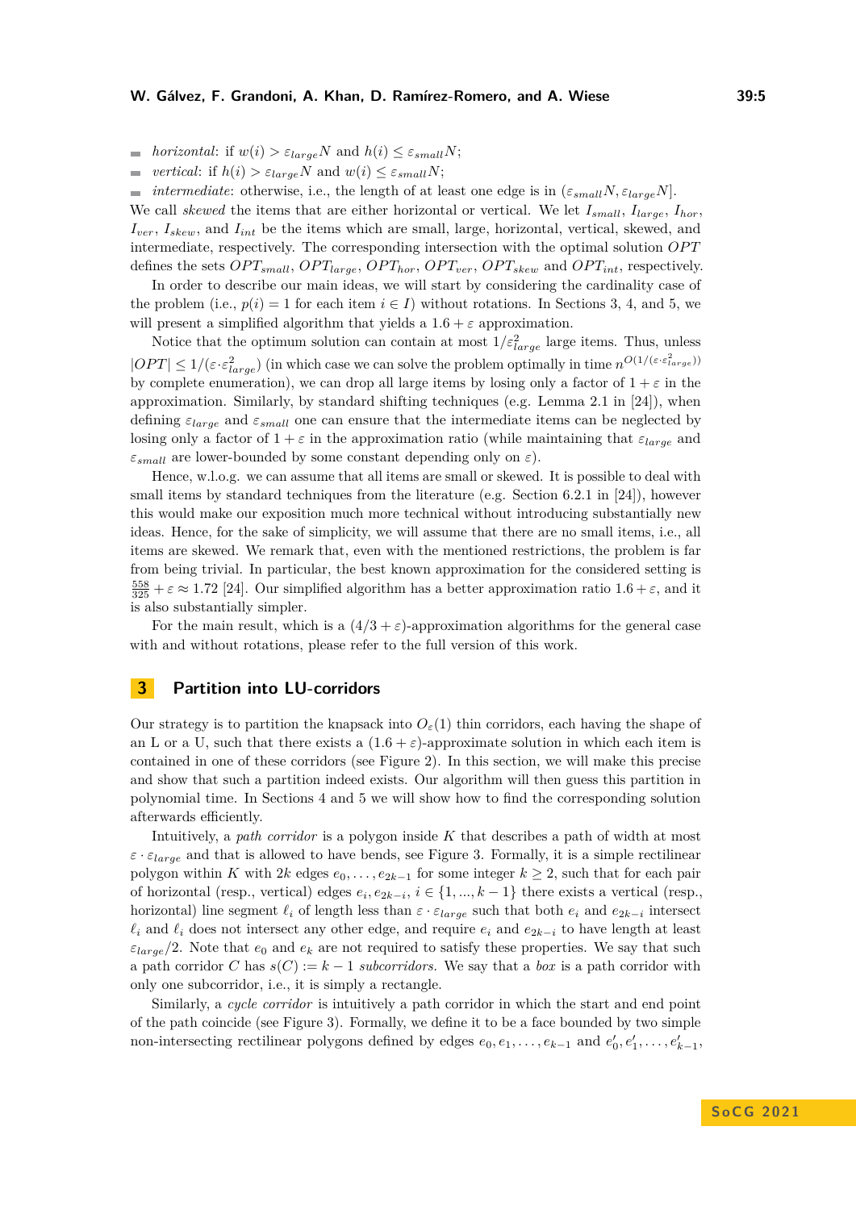- *horizontal*: if $w(i) > \varepsilon_{large}N$ and $h(i) \leq \varepsilon_{small}N$;
- *vertical*: if $h(i) > \varepsilon_{large}N$ and $w(i) \leq \varepsilon_{small}N$;
- *intermediate*: otherwise, i.e., the length of at least one edge is in $(\varepsilon_{small}N, \varepsilon_{large}N]$.

We call *skewed* the items that are either horizontal or vertical. We let $I_{small}$, $I_{large}$, $I_{hor}$, $I_{ver}$, $I_{skew}$, and $I_{int}$ be the items which are small, large, horizontal, vertical, skewed, and intermediate, respectively. The corresponding intersection with the optimal solution $OPT$ defines the sets $OPT_{small}$, $OPT_{large}$, $OPT_{hor}$, $OPT_{ver}$, $OPT_{skew}$ and $OPT_{int}$, respectively.

In order to describe our main ideas, we will start by considering the cardinality case of the problem (i.e., $p(i) = 1$ for each item $i \in I$) without rotations. In Sections 3, 4, and 5, we will present a simplified algorithm that yields a $1.6 + \varepsilon$ approximation.

Notice that the optimum solution can contain at most $1/\varepsilon_{large}^2$ large items. Thus, unless $|OPT| \leq 1/(\varepsilon \cdot \varepsilon_{large}^2)$ (in which case we can solve the problem optimally in time $n^{O(1/(\varepsilon \cdot \varepsilon_{large}^2))}$ by complete enumeration), we can drop all large items by losing only a factor of $1 + \varepsilon$ in the approximation. Similarly, by standard shifting techniques (e.g. Lemma 2.1 in [24]), when defining $\varepsilon_{large}$ and $\varepsilon_{small}$ one can ensure that the intermediate items can be neglected by losing only a factor of $1 + \varepsilon$ in the approximation ratio (while maintaining that $\varepsilon_{large}$ and $\varepsilon_{small}$ are lower-bounded by some constant depending only on $\varepsilon$).

Hence, w.l.o.g. we can assume that all items are small or skewed. It is possible to deal with small items by standard techniques from the literature (e.g. Section 6.2.1 in [24]), however this would make our exposition much more technical without introducing substantially new ideas. Hence, for the sake of simplicity, we will assume that there are no small items, i.e., all items are skewed. We remark that, even with the mentioned restrictions, the problem is far from being trivial. In particular, the best known approximation for the considered setting is $\frac{558}{325} + \varepsilon \approx 1.72$ [24]. Our simplified algorithm has a better approximation ratio $1.6 + \varepsilon$, and it is also substantially simpler.

For the main result, which is a $(4/3 + \varepsilon)$-approximation algorithms for the general case with and without rotations, please refer to the full version of this work.

## 3 Partition into LU-corridors

Our strategy is to partition the knapsack into $O_\varepsilon(1)$ thin corridors, each having the shape of an L or a U, such that there exists a $(1.6 + \varepsilon)$-approximate solution in which each item is contained in one of these corridors (see Figure 2). In this section, we will make this precise and show that such a partition indeed exists. Our algorithm will then guess this partition in polynomial time. In Sections 4 and 5 we will show how to find the corresponding solution afterwards efficiently.

Intuitively, a *path corridor* is a polygon inside $K$ that describes a path of width at most $\varepsilon \cdot \varepsilon_{large}$ and that is allowed to have bends, see Figure 3. Formally, it is a simple rectilinear polygon within $K$ with $2k$ edges $e_0, \ldots, e_{2k-1}$ for some integer $k \geq 2$, such that for each pair of horizontal (resp., vertical) edges $e_i, e_{2k-i}$, $i \in \{1, ..., k-1\}$ there exists a vertical (resp., horizontal) line segment $\ell_i$ of length less than $\varepsilon \cdot \varepsilon_{large}$ such that both $e_i$ and $e_{2k-i}$ intersect $\ell_i$ and $\ell_i$ does not intersect any other edge, and require $e_i$ and $e_{2k-i}$ to have length at least $\varepsilon_{large}/2$. Note that $e_0$ and $e_k$ are not required to satisfy these properties. We say that such a path corridor $C$ has $s(C) := k - 1$ *subcorridors*. We say that a *box* is a path corridor with only one subcorridor, i.e., it is simply a rectangle.

Similarly, a *cycle corridor* is intuitively a path corridor in which the start and end point of the path coincide (see Figure 3). Formally, we define it to be a face bounded by two simple non-intersecting rectilinear polygons defined by edges $e_0, e_1, \ldots, e_{k-1}$ and $e'_0, e'_1, \ldots, e'_{k-1}$,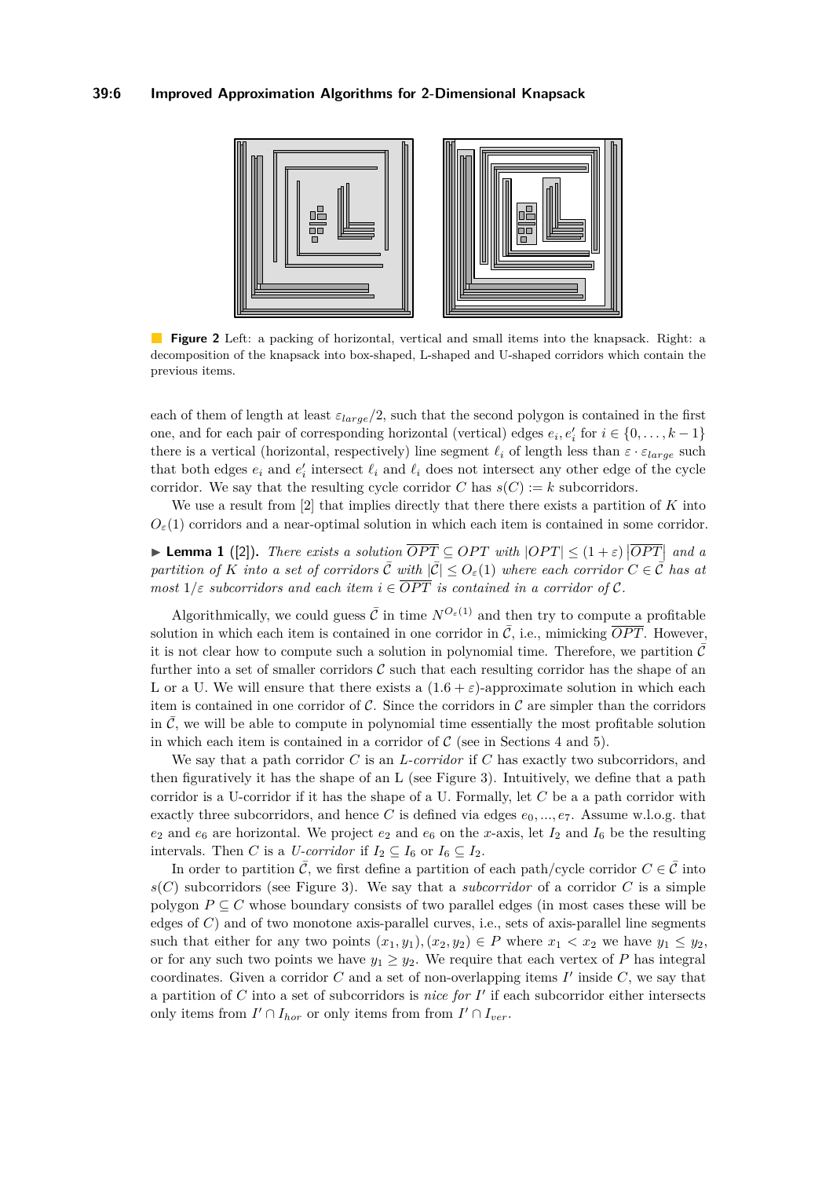**Figure 2** Left: a packing of horizontal, vertical and small items into the knapsack. Right: a decomposition of the knapsack into box-shaped, L-shaped and U-shaped corridors which contain the previous items.

each of them of length at least $\varepsilon_{large}/2$, such that the second polygon is contained in the first one, and for each pair of corresponding horizontal (vertical) edges $e_i, e'_i$ for $i \in \{0, \ldots, k-1\}$ there is a vertical (horizontal, respectively) line segment $\ell_i$ of length less than $\varepsilon \cdot \varepsilon_{large}$ such that both edges $e_i$ and $e'_i$ intersect $\ell_i$ and $\ell_i$ does not intersect any other edge of the cycle corridor. We say that the resulting cycle corridor $C$ has $s(C) := k$ subcorridors.

We use a result from [2] that implies directly that there there exists a partition of $K$ into $O_\varepsilon(1)$ corridors and a near-optimal solution in which each item is contained in some corridor.

▶ **Lemma 1** ([2]). *There exists a solution $\overline{OPT} \subseteq OPT$ with $|OPT| \leq (1+\varepsilon)\left|\overline{OPT}\right|$ and a partition of $K$ into a set of corridors $\bar{\mathcal{C}}$ with $|\bar{\mathcal{C}}| \leq O_\varepsilon(1)$ where each corridor $C \in \bar{\mathcal{C}}$ has at most $1/\varepsilon$ subcorridors and each item $i \in \overline{OPT}$ is contained in a corridor of $\bar{\mathcal{C}}$.*

Algorithmically, we could guess $\bar{\mathcal{C}}$ in time $N^{O_\varepsilon(1)}$ and then try to compute a profitable solution in which each item is contained in one corridor in $\bar{\mathcal{C}}$, i.e., mimicking $\overline{OPT}$. However, it is not clear how to compute such a solution in polynomial time. Therefore, we partition $\bar{\mathcal{C}}$ further into a set of smaller corridors $\mathcal{C}$ such that each resulting corridor has the shape of an L or a U. We will ensure that there exists a $(1.6+\varepsilon)$-approximate solution in which each item is contained in one corridor of $\mathcal{C}$. Since the corridors in $\mathcal{C}$ are simpler than the corridors in $\bar{\mathcal{C}}$, we will be able to compute in polynomial time essentially the most profitable solution in which each item is contained in a corridor of $\mathcal{C}$ (see in Sections 4 and 5).

We say that a path corridor $C$ is an *L-corridor* if $C$ has exactly two subcorridors, and then figuratively it has the shape of an L (see Figure 3). Intuitively, we define that a path corridor is a U-corridor if it has the shape of a U. Formally, let $C$ be a a path corridor with exactly three subcorridors, and hence $C$ is defined via edges $e_0, ..., e_7$. Assume w.l.o.g. that $e_2$ and $e_6$ are horizontal. We project $e_2$ and $e_6$ on the $x$-axis, let $I_2$ and $I_6$ be the resulting intervals. Then $C$ is a *U-corridor* if $I_2 \subseteq I_6$ or $I_6 \subseteq I_2$.

In order to partition $\bar{\mathcal{C}}$, we first define a partition of each path/cycle corridor $C \in \bar{\mathcal{C}}$ into $s(C)$ subcorridors (see Figure 3). We say that a *subcorridor* of a corridor $C$ is a simple polygon $P \subseteq C$ whose boundary consists of two parallel edges (in most cases these will be edges of $C$) and of two monotone axis-parallel curves, i.e., sets of axis-parallel line segments such that either for any two points $(x_1, y_1), (x_2, y_2) \in P$ where $x_1 < x_2$ we have $y_1 \leq y_2$, or for any such two points we have $y_1 \geq y_2$. We require that each vertex of $P$ has integral coordinates. Given a corridor $C$ and a set of non-overlapping items $I'$ inside $C$, we say that a partition of $C$ into a set of subcorridors is *nice for* $I'$ if each subcorridor either intersects only items from $I' \cap I_{hor}$ or only items from from $I' \cap I_{ver}$.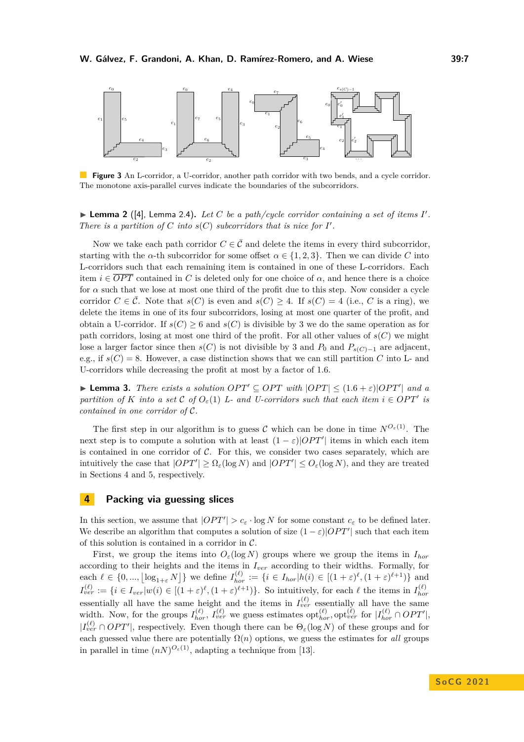**Figure 3** An L-corridor, a U-corridor, another path corridor with two bends, and a cycle corridor. The monotone axis-parallel curves indicate the boundaries of the subcorridors.

▶ **Lemma 2** ([4], Lemma 2.4)**.** *Let $C$ be a path/cycle corridor containing a set of items $I'$. There is a partition of $C$ into $s(C)$ subcorridors that is nice for $I'$.*

Now we take each path corridor $C \in \bar{\mathcal{C}}$ and delete the items in every third subcorridor, starting with the $\alpha$-th subcorridor for some offset $\alpha \in \{1, 2, 3\}$. Then we can divide $C$ into L-corridors such that each remaining item is contained in one of these L-corridors. Each item $i \in \overline{OPT}$ contained in $C$ is deleted only for one choice of $\alpha$, and hence there is a choice for $\alpha$ such that we lose at most one third of the profit due to this step. Now consider a cycle corridor $C \in \bar{\mathcal{C}}$. Note that $s(C)$ is even and $s(C) \geq 4$. If $s(C) = 4$ (i.e., $C$ is a ring), we delete the items in one of its four subcorridors, losing at most one quarter of the profit, and obtain a U-corridor. If $s(C) \geq 6$ and $s(C)$ is divisible by 3 we do the same operation as for path corridors, losing at most one third of the profit. For all other values of $s(C)$ we might lose a larger factor since then $s(C)$ is not divisible by 3 and $P_0$ and $P_{s(C)-1}$ are adjacent, e.g., if $s(C) = 8$. However, a case distinction shows that we can still partition $C$ into L- and U-corridors while decreasing the profit at most by a factor of 1.6.

▶ **Lemma 3.** *There exists a solution $OPT' \subseteq OPT$ with $|OPT| \leq (1.6 + \varepsilon)|OPT'|$ and a partition of $K$ into a set $\mathcal{C}$ of $O_\varepsilon(1)$ L- and U-corridors such that each item $i \in OPT'$ is contained in one corridor of $\mathcal{C}$.*

The first step in our algorithm is to guess $\mathcal{C}$ which can be done in time $N^{O_\varepsilon(1)}$. The next step is to compute a solution with at least $(1 - \varepsilon)|OPT'|$ items in which each item is contained in one corridor of $\mathcal{C}$. For this, we consider two cases separately, which are intuitively the case that $|OPT'| \geq \Omega_\varepsilon(\log N)$ and $|OPT'| \leq O_\varepsilon(\log N)$, and they are treated in Sections 4 and 5, respectively.

## 4 Packing via guessing slices

In this section, we assume that $|OPT'| > c_\varepsilon \cdot \log N$ for some constant $c_\varepsilon$ to be defined later. We describe an algorithm that computes a solution of size $(1 - \varepsilon)|OPT'|$ such that each item of this solution is contained in a corridor in $\mathcal{C}$.

First, we group the items into $O_\varepsilon(\log N)$ groups where we group the items in $I_{hor}$ according to their heights and the items in $I_{ver}$ according to their widths. Formally, for each $\ell \in \{0, ..., \lfloor \log_{1+\varepsilon} N \rfloor\}$ we define $I_{hor}^{(\ell)} := \{i \in I_{hor} | h(i) \in [(1 + \varepsilon)^\ell, (1 + \varepsilon)^{\ell+1})\}$ and $I_{ver}^{(\ell)} := \{i \in I_{ver} | w(i) \in [(1 + \varepsilon)^\ell, (1 + \varepsilon)^{\ell+1})\}$. So intuitively, for each $\ell$ the items in $I_{hor}^{(\ell)}$ essentially all have the same height and the items in $I_{ver}^{(\ell)}$ essentially all have the same width. Now, for the groups $I_{hor}^{(\ell)}$, $I_{ver}^{(\ell)}$ we guess estimates $\text{opt}_{hor}^{(\ell)}, \text{opt}_{ver}^{(\ell)}$ for $|I_{hor}^{(\ell)} \cap OPT'|$, $|I_{ver}^{(\ell)} \cap OPT'|$, respectively. Even though there can be $\Theta_\varepsilon(\log N)$ of these groups and for each guessed value there are potentially $\Omega(n)$ options, we guess the estimates for *all* groups in parallel in time $(nN)^{O_\varepsilon(1)}$, adapting a technique from [13].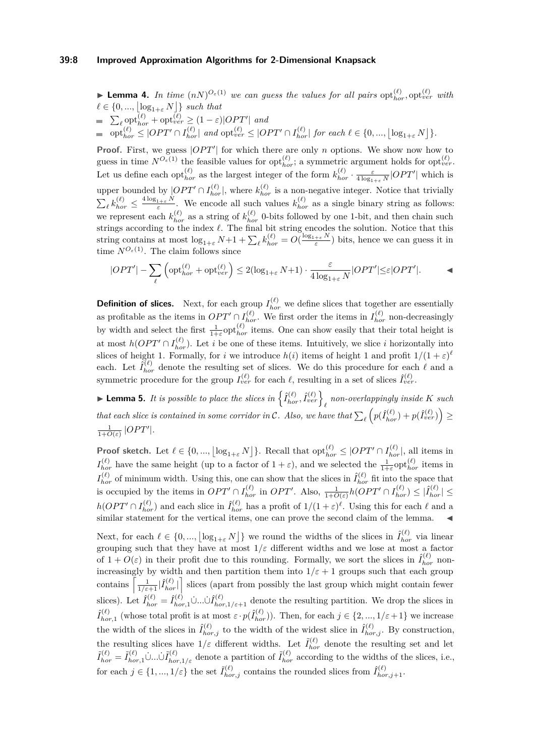▶ **Lemma 4.** *In time $(nN)^{O_\varepsilon(1)}$ we can guess the values for all pairs $\mathrm{opt}_{hor}^{(\ell)}, \mathrm{opt}_{ver}^{(\ell)}$ with $\ell \in \{0, ..., \lfloor \log_{1+\varepsilon} N \rfloor\}$ such that*

- $\sum_\ell \mathrm{opt}_{hor}^{(\ell)} + \mathrm{opt}_{ver}^{(\ell)} \geq (1-\varepsilon)|OPT'|$ *and*
- $\mathrm{opt}_{hor}^{(\ell)} \leq |OPT' \cap I_{hor}^{(\ell)}|$ *and* $\mathrm{opt}_{ver}^{(\ell)} \leq |OPT' \cap I_{hor}^{(\ell)}|$ *for each* $\ell \in \{0, ..., \lfloor \log_{1+\varepsilon} N \rfloor\}$.

**Proof.** First, we guess $|OPT'|$ for which there are only $n$ options. We show now how to guess in time $N^{O_\varepsilon(1)}$ the feasible values for $\mathrm{opt}_{hor}^{(\ell)}$; a symmetric argument holds for $\mathrm{opt}_{ver}^{(\ell)}$. Let us define each $\mathrm{opt}_{hor}^{(\ell)}$ as the largest integer of the form $k_{hor}^{(\ell)} \cdot \frac{\varepsilon}{4\log_{1+\varepsilon} N}|OPT'|$ which is upper bounded by $|OPT' \cap I_{hor}^{(\ell)}|$, where $k_{hor}^{(\ell)}$ is a non-negative integer. Notice that trivially $\sum_\ell k_{hor}^{(\ell)} \leq \frac{4\log_{1+\varepsilon} N}{\varepsilon}$. We encode all such values $k_{hor}^{(\ell)}$ as a single binary string as follows: we represent each $k_{hor}^{(\ell)}$ as a string of $k_{hor}^{(\ell)}$ 0-bits followed by one 1-bit, and then chain such strings according to the index $\ell$. The final bit string encodes the solution. Notice that this string contains at most $\log_{1+\varepsilon} N+1 + \sum_\ell k_{hor}^{(\ell)} = O(\frac{\log_{1+\varepsilon} N}{\varepsilon})$ bits, hence we can guess it in time $N^{O_\varepsilon(1)}$. The claim follows since

$$|OPT'| - \sum_\ell \left(\mathrm{opt}_{hor}^{(\ell)} + \mathrm{opt}_{ver}^{(\ell)}\right) \leq 2(\log_{1+\varepsilon} N+1) \cdot \frac{\varepsilon}{4\log_{1+\varepsilon} N}|OPT'| \leq \varepsilon|OPT'|.$$ ◀

**Definition of slices.** Next, for each group $I_{hor}^{(\ell)}$ we define slices that together are essentially as profitable as the items in $OPT' \cap I_{hor}^{(\ell)}$. We first order the items in $I_{hor}^{(\ell)}$ non-decreasingly by width and select the first $\frac{1}{1+\varepsilon}\mathrm{opt}_{hor}^{(\ell)}$ items. One can show easily that their total height is at most $h(OPT' \cap I_{hor}^{(\ell)})$. Let $i$ be one of these items. Intuitively, we slice $i$ horizontally into slices of height 1. Formally, for $i$ we introduce $h(i)$ items of height 1 and profit $1/(1+\varepsilon)^\ell$ each. Let $\hat{I}_{hor}^{(\ell)}$ denote the resulting set of slices. We do this procedure for each $\ell$ and a symmetric procedure for the group $I_{ver}^{(\ell)}$ for each $\ell$, resulting in a set of slices $\hat{I}_{ver}^{(\ell)}$.

▶ **Lemma 5.** *It is possible to place the slices in $\left\{\hat{I}_{hor}^{(\ell)}, \hat{I}_{ver}^{(\ell)}\right\}_\ell$ non-overlappingly inside $K$ such that each slice is contained in some corridor in $\mathcal{C}$. Also, we have that $\sum_\ell \left(p(\hat{I}_{hor}^{(\ell)}) + p(\hat{I}_{ver}^{(\ell)})\right) \geq \frac{1}{1+O(\varepsilon)}|OPT'|$.*

**Proof sketch.** Let $\ell \in \{0, ..., \lfloor \log_{1+\varepsilon} N \rfloor\}$. Recall that $\mathrm{opt}_{hor}^{(\ell)} \leq |OPT' \cap I_{hor}^{(\ell)}|$, all items in $I_{hor}^{(\ell)}$ have the same height (up to a factor of $1+\varepsilon$), and we selected the $\frac{1}{1+\varepsilon}\mathrm{opt}_{hor}^{(\ell)}$ items in $I_{hor}^{(\ell)}$ of minimum width. Using this, one can show that the slices in $\hat{I}_{hor}^{(\ell)}$ fit into the space that is occupied by the items in $OPT' \cap I_{hor}^{(\ell)}$ in $OPT'$. Also, $\frac{1}{1+O(\varepsilon)}h(OPT' \cap I_{hor}^{(\ell)}) \leq |\hat{I}_{hor}^{(\ell)}| \leq h(OPT' \cap I_{hor}^{(\ell)})$ and each slice in $\hat{I}_{hor}^{(\ell)}$ has a profit of $1/(1+\varepsilon)^\ell$. Using this for each $\ell$ and a similar statement for the vertical items, one can prove the second claim of the lemma. ◀

Next, for each $\ell \in \{0, ..., \lfloor \log_{1+\varepsilon} N \rfloor\}$ we round the widths of the slices in $\hat{I}_{hor}^{(\ell)}$ via linear grouping such that they have at most $1/\varepsilon$ different widths and we lose at most a factor of $1+O(\varepsilon)$ in their profit due to this rounding. Formally, we sort the slices in $\hat{I}_{hor}^{(\ell)}$ non-increasingly by width and then partition them into $1/\varepsilon+1$ groups such that each group contains $\left\lceil \frac{1}{1/\varepsilon+1}|\hat{I}_{hor}^{(\ell)}| \right\rceil$ slices (apart from possibly the last group which might contain fewer slices). Let $\hat{I}_{hor}^{(\ell)} = \hat{I}_{hor,1}^{(\ell)} \dot\cup ... \dot\cup \hat{I}_{hor,1/\varepsilon+1}^{(\ell)}$ denote the resulting partition. We drop the slices in $\hat{I}_{hor,1}^{(\ell)}$ (whose total profit is at most $\varepsilon \cdot p(\hat{I}_{hor}^{(\ell)})$). Then, for each $j \in \{2, ..., 1/\varepsilon+1\}$ we increase the width of the slices in $\hat{I}_{hor,j}^{(\ell)}$ to the width of the widest slice in $\hat{I}_{hor,j}^{(\ell)}$. By construction, the resulting slices have $1/\varepsilon$ different widths. Let $\tilde{I}_{hor}^{(\ell)}$ denote the resulting set and let $\tilde{I}_{hor}^{(\ell)} = \tilde{I}_{hor,1}^{(\ell)} \dot\cup ... \dot\cup \tilde{I}_{hor,1/\varepsilon}^{(\ell)}$ denote a partition of $\tilde{I}_{hor}^{(\ell)}$ according to the widths of the slices, i.e., for each $j \in \{1, ..., 1/\varepsilon\}$ the set $\tilde{I}_{hor,j}^{(\ell)}$ contains the rounded slices from $\hat{I}_{hor,j+1}^{(\ell)}$.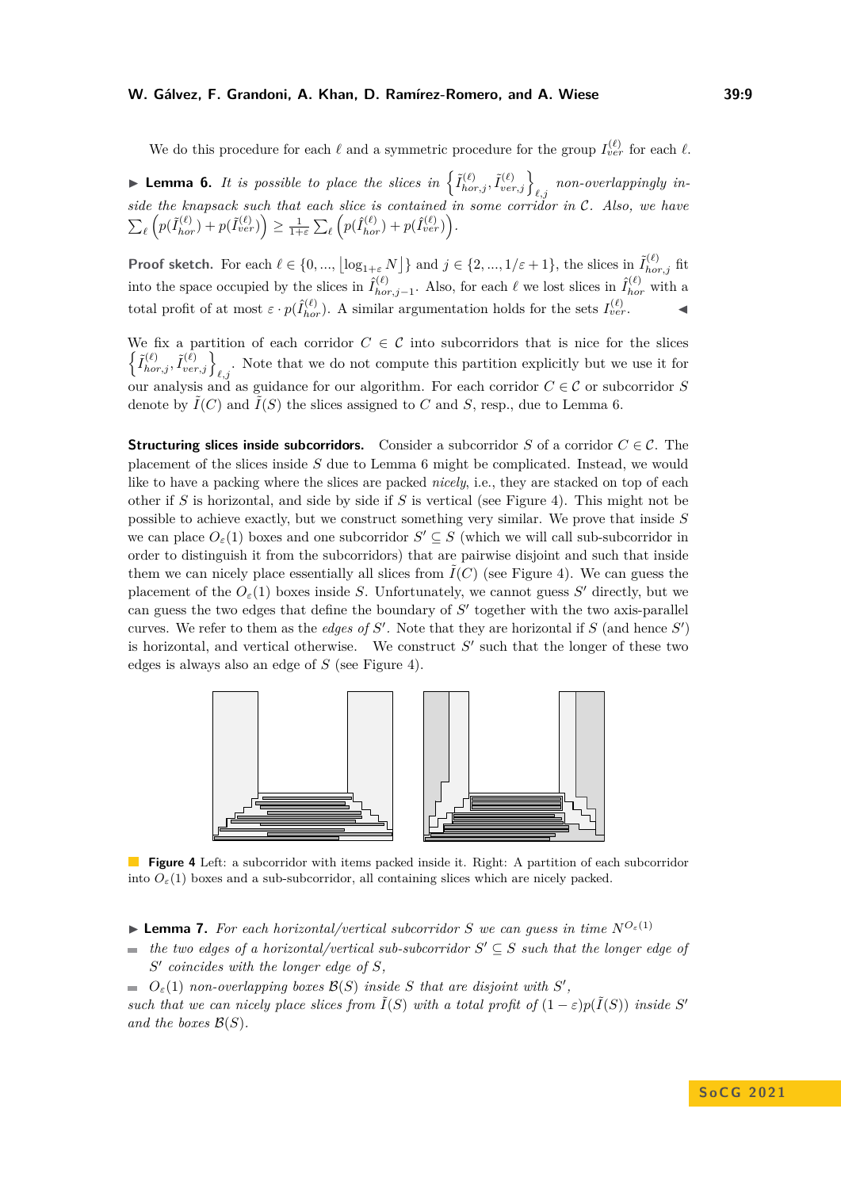We do this procedure for each $\ell$ and a symmetric procedure for the group $I^{(\ell)}_{ver}$ for each $\ell$.

▶ **Lemma 6.** *It is possible to place the slices in* $\left\{\tilde{I}^{(\ell)}_{hor,j}, \tilde{I}^{(\ell)}_{ver,j}\right\}_{\ell,j}$ *non-overlappingly inside the knapsack such that each slice is contained in some corridor in* $\mathcal{C}$*. Also, we have* $\sum_\ell \left(p(\tilde{I}^{(\ell)}_{hor}) + p(\tilde{I}^{(\ell)}_{ver})\right) \geq \frac{1}{1+\varepsilon} \sum_\ell \left(p(\hat{I}^{(\ell)}_{hor}) + p(\hat{I}^{(\ell)}_{ver})\right)$.

**Proof sketch.** For each $\ell \in \{0, ..., \lfloor \log_{1+\varepsilon} N \rfloor\}$ and $j \in \{2, ..., 1/\varepsilon + 1\}$, the slices in $\tilde{I}^{(\ell)}_{hor,j}$ fit into the space occupied by the slices in $\hat{I}^{(\ell)}_{hor,j-1}$. Also, for each $\ell$ we lost slices in $\hat{I}^{(\ell)}_{hor}$ with a total profit of at most $\varepsilon \cdot p(\hat{I}^{(\ell)}_{hor})$. A similar argumentation holds for the sets $I^{(\ell)}_{ver}$. ◀

We fix a partition of each corridor $C \in \mathcal{C}$ into subcorridors that is nice for the slices $\left\{\tilde{I}^{(\ell)}_{hor,j}, \tilde{I}^{(\ell)}_{ver,j}\right\}_{\ell,j}$. Note that we do not compute this partition explicitly but we use it for our analysis and as guidance for our algorithm. For each corridor $C \in \mathcal{C}$ or subcorridor $S$ denote by $\tilde{I}(C)$ and $\tilde{I}(S)$ the slices assigned to $C$ and $S$, resp., due to Lemma 6.

**Structuring slices inside subcorridors.** Consider a subcorridor $S$ of a corridor $C \in \mathcal{C}$. The placement of the slices inside $S$ due to Lemma 6 might be complicated. Instead, we would like to have a packing where the slices are packed *nicely*, i.e., they are stacked on top of each other if $S$ is horizontal, and side by side if $S$ is vertical (see Figure 4). This might not be possible to achieve exactly, but we construct something very similar. We prove that inside $S$ we can place $O_\varepsilon(1)$ boxes and one subcorridor $S' \subseteq S$ (which we will call sub-subcorridor in order to distinguish it from the subcorridors) that are pairwise disjoint and such that inside them we can nicely place essentially all slices from $\tilde{I}(C)$ (see Figure 4). We can guess the placement of the $O_\varepsilon(1)$ boxes inside $S$. Unfortunately, we cannot guess $S'$ directly, but we can guess the two edges that define the boundary of $S'$ together with the two axis-parallel curves. We refer to them as the *edges of* $S'$. Note that they are horizontal if $S$ (and hence $S'$) is horizontal, and vertical otherwise. We construct $S'$ such that the longer of these two edges is always also an edge of $S$ (see Figure 4).

**Figure 4** Left: a subcorridor with items packed inside it. Right: A partition of each subcorridor into $O_\varepsilon(1)$ boxes and a sub-subcorridor, all containing slices which are nicely packed.

▶ **Lemma 7.** *For each horizontal/vertical subcorridor* $S$ *we can guess in time* $N^{O_\varepsilon(1)}$

- *the two edges of a horizontal/vertical sub-subcorridor* $S' \subseteq S$ *such that the longer edge of* $S'$ *coincides with the longer edge of* $S$*,*
- $O_\varepsilon(1)$ *non-overlapping boxes* $\mathcal{B}(S)$ *inside* $S$ *that are disjoint with* $S'$*,*

*such that we can nicely place slices from* $\tilde{I}(S)$ *with a total profit of* $(1-\varepsilon)p(\tilde{I}(S))$ *inside* $S'$ *and the boxes* $\mathcal{B}(S)$*.*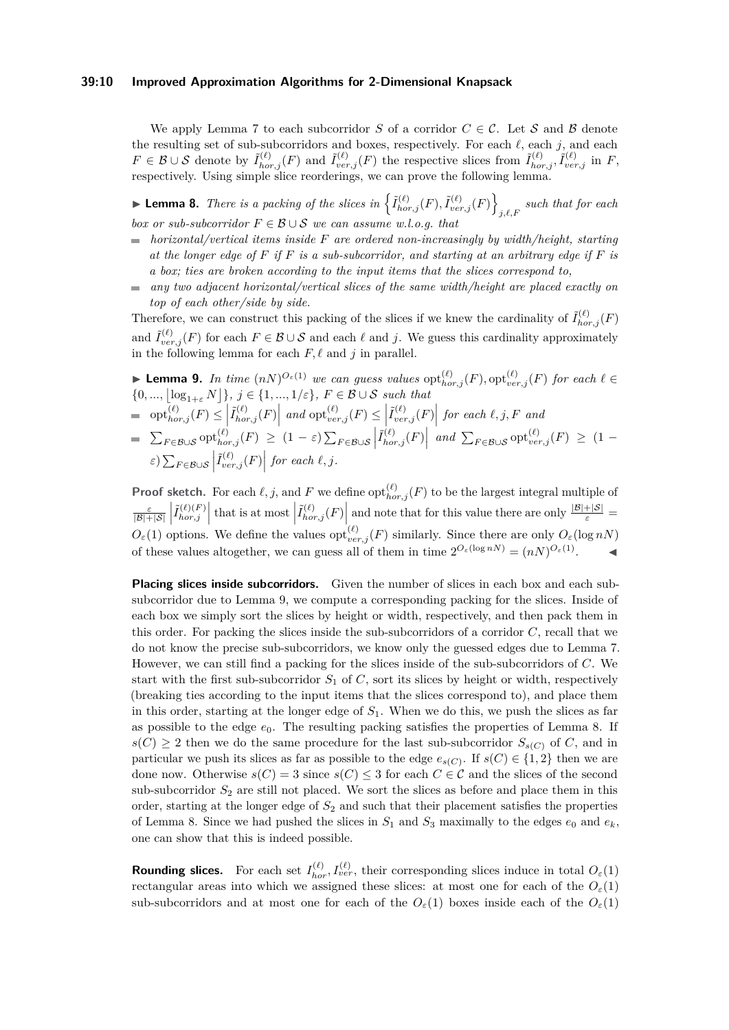We apply Lemma 7 to each subcorridor $S$ of a corridor $C \in \mathcal{C}$. Let $\mathcal{S}$ and $\mathcal{B}$ denote the resulting set of sub-subcorridors and boxes, respectively. For each $\ell$, each $j$, and each $F \in \mathcal{B} \cup \mathcal{S}$ denote by $\tilde{I}^{(\ell)}_{hor,j}(F)$ and $\tilde{I}^{(\ell)}_{ver,j}(F)$ the respective slices from $\tilde{I}^{(\ell)}_{hor,j}, \tilde{I}^{(\ell)}_{ver,j}$ in $F$, respectively. Using simple slice reorderings, we can prove the following lemma.

▶ **Lemma 8.** *There is a packing of the slices in $\left\{\tilde{I}^{(\ell)}_{hor,j}(F), \tilde{I}^{(\ell)}_{ver,j}(F)\right\}_{j,\ell,F}$ such that for each box or sub-subcorridor $F \in \mathcal{B} \cup \mathcal{S}$ we can assume w.l.o.g. that*

- *horizontal/vertical items inside $F$ are ordered non-increasingly by width/height, starting at the longer edge of $F$ if $F$ is a sub-subcorridor, and starting at an arbitrary edge if $F$ is a box; ties are broken according to the input items that the slices correspond to,*
- *any two adjacent horizontal/vertical slices of the same width/height are placed exactly on top of each other/side by side.*

Therefore, we can construct this packing of the slices if we knew the cardinality of $\tilde{I}^{(\ell)}_{hor,j}(F)$ and $\tilde{I}^{(\ell)}_{ver,j}(F)$ for each $F \in \mathcal{B} \cup \mathcal{S}$ and each $\ell$ and $j$. We guess this cardinality approximately in the following lemma for each $F, \ell$ and $j$ in parallel.

▶ **Lemma 9.** *In time $(nN)^{O_\varepsilon(1)}$ we can guess values $\mathrm{opt}^{(\ell)}_{hor,j}(F), \mathrm{opt}^{(\ell)}_{ver,j}(F)$ for each $\ell \in \{0, ..., \lfloor \log_{1+\varepsilon} N \rfloor\}$, $j \in \{1, ..., 1/\varepsilon\}$, $F \in \mathcal{B} \cup \mathcal{S}$ such that*

- *$\mathrm{opt}^{(\ell)}_{hor,j}(F) \leq \left|\tilde{I}^{(\ell)}_{hor,j}(F)\right|$ and $\mathrm{opt}^{(\ell)}_{ver,j}(F) \leq \left|\tilde{I}^{(\ell)}_{ver,j}(F)\right|$ for each $\ell, j, F$ and*
- *$\sum_{F \in \mathcal{B} \cup \mathcal{S}} \mathrm{opt}^{(\ell)}_{hor,j}(F) \geq (1-\varepsilon) \sum_{F \in \mathcal{B} \cup \mathcal{S}} \left|\tilde{I}^{(\ell)}_{hor,j}(F)\right|$ and $\sum_{F \in \mathcal{B} \cup \mathcal{S}} \mathrm{opt}^{(\ell)}_{ver,j}(F) \geq (1-\varepsilon) \sum_{F \in \mathcal{B} \cup \mathcal{S}} \left|\tilde{I}^{(\ell)}_{ver,j}(F)\right|$ for each $\ell, j$.*

**Proof sketch.** For each $\ell, j$, and $F$ we define $\mathrm{opt}^{(\ell)}_{hor,j}(F)$ to be the largest integral multiple of $\frac{\varepsilon}{|\mathcal{B}|+|\mathcal{S}|}\left|\tilde{I}^{(\ell)(F)}_{hor,j}\right|$ that is at most $\left|\tilde{I}^{(\ell)}_{hor,j}(F)\right|$ and note that for this value there are only $\frac{|\mathcal{B}|+|\mathcal{S}|}{\varepsilon} = O_\varepsilon(1)$ options. We define the values $\mathrm{opt}^{(\ell)}_{ver,j}(F)$ similarly. Since there are only $O_\varepsilon(\log nN)$ of these values altogether, we can guess all of them in time $2^{O_\varepsilon(\log nN)} = (nN)^{O_\varepsilon(1)}$. ◀

**Placing slices inside subcorridors.** Given the number of slices in each box and each sub-subcorridor due to Lemma 9, we compute a corresponding packing for the slices. Inside of each box we simply sort the slices by height or width, respectively, and then pack them in this order. For packing the slices inside the sub-subcorridors of a corridor $C$, recall that we do not know the precise sub-subcorridors, we know only the guessed edges due to Lemma 7. However, we can still find a packing for the slices inside of the sub-subcorridors of $C$. We start with the first sub-subcorridor $S_1$ of $C$, sort its slices by height or width, respectively (breaking ties according to the input items that the slices correspond to), and place them in this order, starting at the longer edge of $S_1$. When we do this, we push the slices as far as possible to the edge $e_0$. The resulting packing satisfies the properties of Lemma 8. If $s(C) \geq 2$ then we do the same procedure for the last sub-subcorridor $S_{s(C)}$ of $C$, and in particular we push its slices as far as possible to the edge $e_{s(C)}$. If $s(C) \in \{1, 2\}$ then we are done now. Otherwise $s(C) = 3$ since $s(C) \leq 3$ for each $C \in \mathcal{C}$ and the slices of the second sub-subcorridor $S_2$ are still not placed. We sort the slices as before and place them in this order, starting at the longer edge of $S_2$ and such that their placement satisfies the properties of Lemma 8. Since we had pushed the slices in $S_1$ and $S_3$ maximally to the edges $e_0$ and $e_k$, one can show that this is indeed possible.

**Rounding slices.** For each set $I^{(\ell)}_{hor}, I^{(\ell)}_{ver}$, their corresponding slices induce in total $O_\varepsilon(1)$ rectangular areas into which we assigned these slices: at most one for each of the $O_\varepsilon(1)$ sub-subcorridors and at most one for each of the $O_\varepsilon(1)$ boxes inside each of the $O_\varepsilon(1)$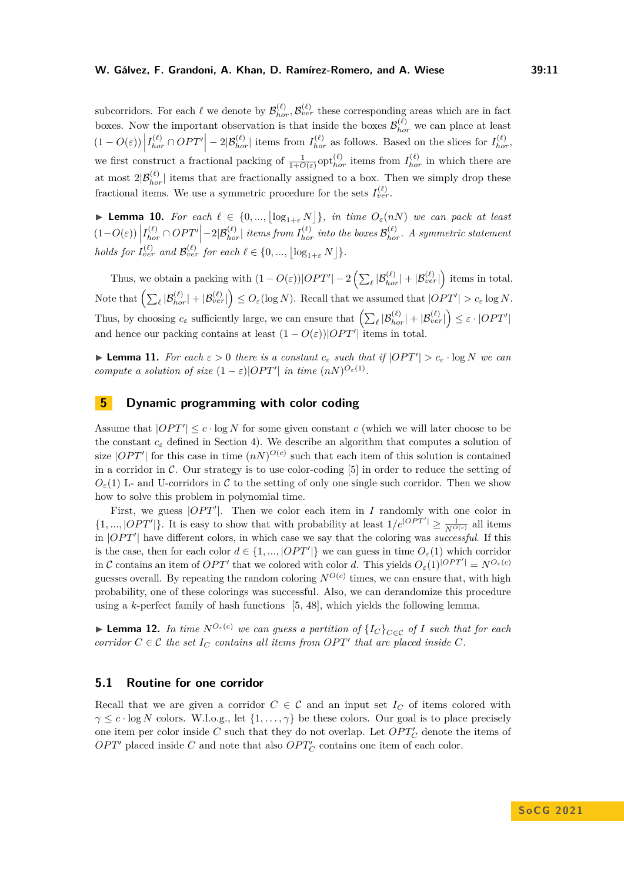subcorridors. For each $\ell$ we denote by $\mathcal{B}_{hor}^{(\ell)}, \mathcal{B}_{ver}^{(\ell)}$ these corresponding areas which are in fact boxes. Now the important observation is that inside the boxes $\mathcal{B}_{hor}^{(\ell)}$ we can place at least $(1-O(\varepsilon))\left|I_{hor}^{(\ell)} \cap OPT'\right| - 2|\mathcal{B}_{hor}^{(\ell)}|$ items from $I_{hor}^{(\ell)}$ as follows. Based on the slices for $I_{hor}^{(\ell)}$, we first construct a fractional packing of $\frac{1}{1+O(\varepsilon)}\text{opt}_{hor}^{(\ell)}$ items from $I_{hor}^{(\ell)}$ in which there are at most $2|\mathcal{B}_{hor}^{(\ell)}|$ items that are fractionally assigned to a box. Then we simply drop these fractional items. We use a symmetric procedure for the sets $I_{ver}^{(\ell)}$.

▶ **Lemma 10.** *For each $\ell \in \{0, ..., \lfloor \log_{1+\varepsilon} N \rfloor\}$, in time $O_\varepsilon(nN)$ we can pack at least $(1-O(\varepsilon))\left|I_{hor}^{(\ell)} \cap OPT'\right| - 2|\mathcal{B}_{hor}^{(\ell)}|$ items from $I_{hor}^{(\ell)}$ into the boxes $\mathcal{B}_{hor}^{(\ell)}$. A symmetric statement holds for $I_{ver}^{(\ell)}$ and $\mathcal{B}_{ver}^{(\ell)}$ for each $\ell \in \{0, ..., \lfloor \log_{1+\varepsilon} N \rfloor\}$.*

Thus, we obtain a packing with $(1-O(\varepsilon))|OPT'| - 2\left(\sum_\ell |\mathcal{B}_{hor}^{(\ell)}| + |\mathcal{B}_{ver}^{(\ell)}|\right)$ items in total. Note that $\left(\sum_\ell |\mathcal{B}_{hor}^{(\ell)}| + |\mathcal{B}_{ver}^{(\ell)}|\right) \leq O_\varepsilon(\log N)$. Recall that we assumed that $|OPT'| > c_\varepsilon \log N$. Thus, by choosing $c_\varepsilon$ sufficiently large, we can ensure that $\left(\sum_\ell |\mathcal{B}_{hor}^{(\ell)}| + |\mathcal{B}_{ver}^{(\ell)}|\right) \leq \varepsilon \cdot |OPT'|$ and hence our packing contains at least $(1-O(\varepsilon))|OPT'|$ items in total.

▶ **Lemma 11.** *For each $\varepsilon > 0$ there is a constant $c_\varepsilon$ such that if $|OPT'| > c_\varepsilon \cdot \log N$ we can compute a solution of size $(1-\varepsilon)|OPT'|$ in time $(nN)^{O_\varepsilon(1)}$.*

## 5 Dynamic programming with color coding

Assume that $|OPT'| \leq c \cdot \log N$ for some given constant $c$ (which we will later choose to be the constant $c_\varepsilon$ defined in Section 4). We describe an algorithm that computes a solution of size $|OPT'|$ for this case in time $(nN)^{O(c)}$ such that each item of this solution is contained in a corridor in $\mathcal{C}$. Our strategy is to use color-coding [5] in order to reduce the setting of $O_\varepsilon(1)$ L- and U-corridors in $\mathcal{C}$ to the setting of only one single such corridor. Then we show how to solve this problem in polynomial time.

First, we guess $|OPT'|$. Then we color each item in $I$ randomly with one color in $\{1, ..., |OPT'|\}$. It is easy to show that with probability at least $1/e^{|OPT'|} \geq \frac{1}{N^{O(c)}}$ all items in $|OPT'|$ have different colors, in which case we say that the coloring was *successful*. If this is the case, then for each color $d \in \{1, ..., |OPT'|\}$ we can guess in time $O_\varepsilon(1)$ which corridor in $\mathcal{C}$ contains an item of $OPT'$ that we colored with color $d$. This yields $O_\varepsilon(1)^{|OPT'|} = N^{O_\varepsilon(c)}$ guesses overall. By repeating the random coloring $N^{O(c)}$ times, we can ensure that, with high probability, one of these colorings was successful. Also, we can derandomize this procedure using a $k$-perfect family of hash functions [5, 48], which yields the following lemma.

▶ **Lemma 12.** *In time $N^{O_\varepsilon(c)}$ we can guess a partition of $\{I_C\}_{C \in \mathcal{C}}$ of $I$ such that for each corridor $C \in \mathcal{C}$ the set $I_C$ contains all items from $OPT'$ that are placed inside $C$.*

### 5.1 Routine for one corridor

Recall that we are given a corridor $C \in \mathcal{C}$ and an input set $I_C$ of items colored with $\gamma \leq c \cdot \log N$ colors. W.l.o.g., let $\{1, \ldots, \gamma\}$ be these colors. Our goal is to place precisely one item per color inside $C$ such that they do not overlap. Let $OPT'_C$ denote the items of $OPT'$ placed inside $C$ and note that also $OPT'_C$ contains one item of each color.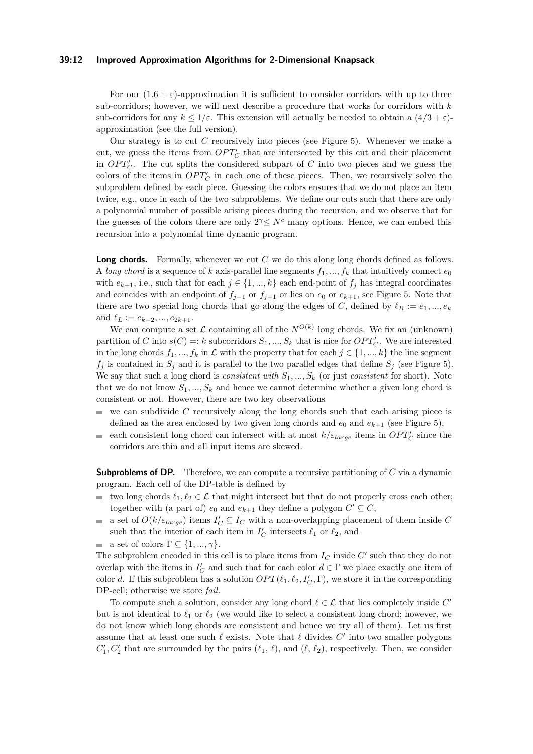For our $(1.6 + \varepsilon)$-approximation it is sufficient to consider corridors with up to three sub-corridors; however, we will next describe a procedure that works for corridors with $k$ sub-corridors for any $k \leq 1/\varepsilon$. This extension will actually be needed to obtain a $(4/3 + \varepsilon)$-approximation (see the full version).

Our strategy is to cut $C$ recursively into pieces (see Figure 5). Whenever we make a cut, we guess the items from $OPT'_C$ that are intersected by this cut and their placement in $OPT'_C$. The cut splits the considered subpart of $C$ into two pieces and we guess the colors of the items in $OPT'_C$ in each one of these pieces. Then, we recursively solve the subproblem defined by each piece. Guessing the colors ensures that we do not place an item twice, e.g., once in each of the two subproblems. We define our cuts such that there are only a polynomial number of possible arising pieces during the recursion, and we observe that for the guesses of the colors there are only $2^{\gamma} \leq N^c$ many options. Hence, we can embed this recursion into a polynomial time dynamic program.

**Long chords.** Formally, whenever we cut $C$ we do this along long chords defined as follows. A *long chord* is a sequence of $k$ axis-parallel line segments $f_1, ..., f_k$ that intuitively connect $e_0$ with $e_{k+1}$, i.e., such that for each $j \in \{1, ..., k\}$ each end-point of $f_j$ has integral coordinates and coincides with an endpoint of $f_{j-1}$ or $f_{j+1}$ or lies on $e_0$ or $e_{k+1}$, see Figure 5. Note that there are two special long chords that go along the edges of $C$, defined by $\ell_R := e_1, ..., e_k$ and $\ell_L := e_{k+2}, ..., e_{2k+1}$.

We can compute a set $\mathcal{L}$ containing all of the $N^{O(k)}$ long chords. We fix an (unknown) partition of $C$ into $s(C) =: k$ subcorridors $S_1, ..., S_k$ that is nice for $OPT'_C$. We are interested in the long chords $f_1, ..., f_k$ in $\mathcal{L}$ with the property that for each $j \in \{1, ..., k\}$ the line segment $f_j$ is contained in $S_j$ and it is parallel to the two parallel edges that define $S_j$ (see Figure 5). We say that such a long chord is *consistent with* $S_1, ..., S_k$ (or just *consistent* for short). Note that we do not know $S_1, ..., S_k$ and hence we cannot determine whether a given long chord is consistent or not. However, there are two key observations

- we can subdivide $C$ recursively along the long chords such that each arising piece is defined as the area enclosed by two given long chords and $e_0$ and $e_{k+1}$ (see Figure 5),
- each consistent long chord can intersect with at most $k/\varepsilon_{large}$ items in $OPT'_C$ since the corridors are thin and all input items are skewed.

**Subproblems of DP.** Therefore, we can compute a recursive partitioning of $C$ via a dynamic program. Each cell of the DP-table is defined by

- two long chords $\ell_1, \ell_2 \in \mathcal{L}$ that might intersect but that do not properly cross each other; together with (a part of) $e_0$ and $e_{k+1}$ they define a polygon $C' \subseteq C$,
- a set of $O(k/\varepsilon_{large})$ items $I'_C \subseteq I_C$ with a non-overlapping placement of them inside $C$ such that the interior of each item in $I'_C$ intersects $\ell_1$ or $\ell_2$, and
- a set of colors $\Gamma \subseteq \{1, ..., \gamma\}$.

The subproblem encoded in this cell is to place items from $I_C$ inside $C'$ such that they do not overlap with the items in $I'_C$ and such that for each color $d \in \Gamma$ we place exactly one item of color $d$. If this subproblem has a solution $OPT(\ell_1, \ell_2, I'_C, \Gamma)$, we store it in the corresponding DP-cell; otherwise we store *fail*.

To compute such a solution, consider any long chord $\ell \in \mathcal{L}$ that lies completely inside $C'$ but is not identical to $\ell_1$ or $\ell_2$ (we would like to select a consistent long chord; however, we do not know which long chords are consistent and hence we try all of them). Let us first assume that at least one such $\ell$ exists. Note that $\ell$ divides $C'$ into two smaller polygons $C'_1, C'_2$ that are surrounded by the pairs $(\ell_1, \ell)$, and $(\ell, \ell_2)$, respectively. Then, we consider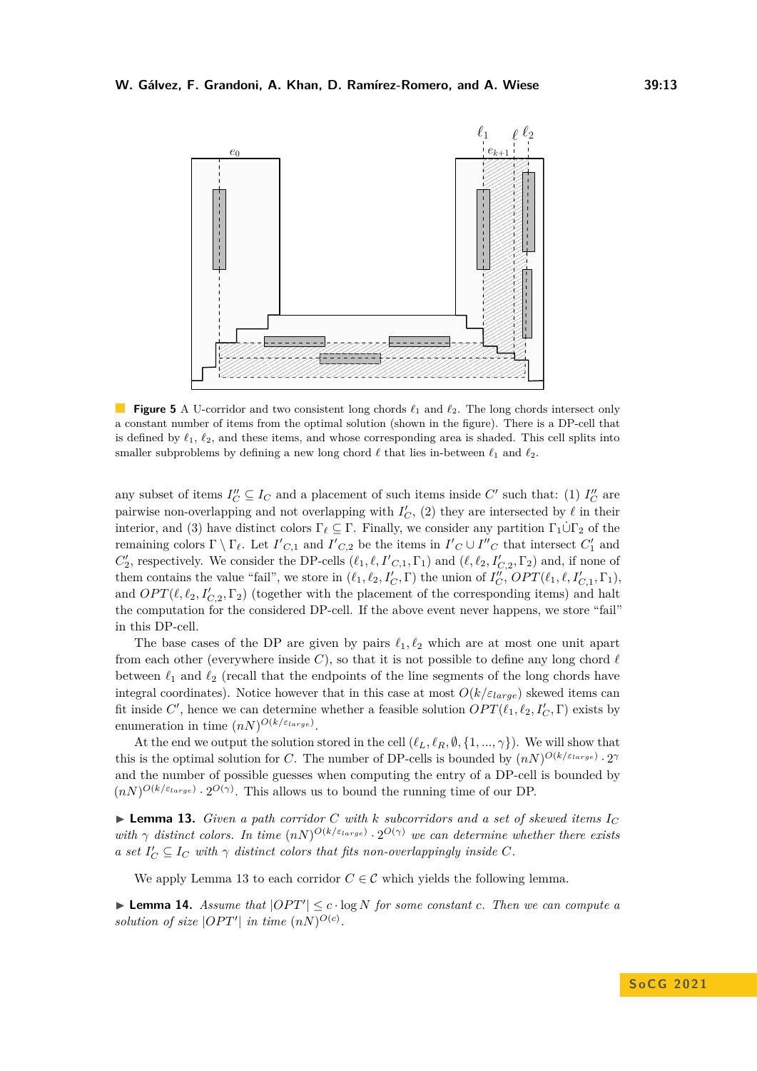**Figure 5** A U-corridor and two consistent long chords $\ell_1$ and $\ell_2$. The long chords intersect only a constant number of items from the optimal solution (shown in the figure). There is a DP-cell that is defined by $\ell_1$, $\ell_2$, and these items, and whose corresponding area is shaded. This cell splits into smaller subproblems by defining a new long chord $\ell$ that lies in-between $\ell_1$ and $\ell_2$.

any subset of items $I''_C \subseteq I_C$ and a placement of such items inside $C'$ such that: (1) $I''_C$ are pairwise non-overlapping and not overlapping with $I'_C$, (2) they are intersected by $\ell$ in their interior, and (3) have distinct colors $\Gamma_\ell \subseteq \Gamma$. Finally, we consider any partition $\Gamma_1 \dot\cup \Gamma_2$ of the remaining colors $\Gamma \setminus \Gamma_\ell$. Let $I'_{C,1}$ and $I'_{C,2}$ be the items in $I'_C \cup I''_C$ that intersect $C'_1$ and $C'_2$, respectively. We consider the DP-cells $(\ell_1, \ell, I'_{C,1}, \Gamma_1)$ and $(\ell, \ell_2, I'_{C,2}, \Gamma_2)$ and, if none of them contains the value "fail", we store in $(\ell_1, \ell_2, I'_C, \Gamma)$ the union of $I''_C$, $OPT(\ell_1, \ell, I'_{C,1}, \Gamma_1)$, and $OPT(\ell, \ell_2, I'_{C,2}, \Gamma_2)$ (together with the placement of the corresponding items) and halt the computation for the considered DP-cell. If the above event never happens, we store "fail" in this DP-cell.

The base cases of the DP are given by pairs $\ell_1, \ell_2$ which are at most one unit apart from each other (everywhere inside $C$), so that it is not possible to define any long chord $\ell$ between $\ell_1$ and $\ell_2$ (recall that the endpoints of the line segments of the long chords have integral coordinates). Notice however that in this case at most $O(k/\varepsilon_{large})$ skewed items can fit inside $C'$, hence we can determine whether a feasible solution $OPT(\ell_1, \ell_2, I'_C, \Gamma)$ exists by enumeration in time $(nN)^{O(k/\varepsilon_{large})}$.

At the end we output the solution stored in the cell $(\ell_L, \ell_R, \emptyset, \{1, ..., \gamma\})$. We will show that this is the optimal solution for $C$. The number of DP-cells is bounded by $(nN)^{O(k/\varepsilon_{large})} \cdot 2^\gamma$ and the number of possible guesses when computing the entry of a DP-cell is bounded by $(nN)^{O(k/\varepsilon_{large})} \cdot 2^{O(\gamma)}$. This allows us to bound the running time of our DP.

▶ **Lemma 13.** *Given a path corridor $C$ with $k$ subcorridors and a set of skewed items $I_C$ with $\gamma$ distinct colors. In time $(nN)^{O(k/\varepsilon_{large})} \cdot 2^{O(\gamma)}$ we can determine whether there exists a set $I'_C \subseteq I_C$ with $\gamma$ distinct colors that fits non-overlappingly inside $C$.*

We apply Lemma 13 to each corridor $C \in \mathcal{C}$ which yields the following lemma.

▶ **Lemma 14.** *Assume that $|OPT'| \leq c \cdot \log N$ for some constant $c$. Then we can compute a solution of size $|OPT'|$ in time $(nN)^{O(c)}$.*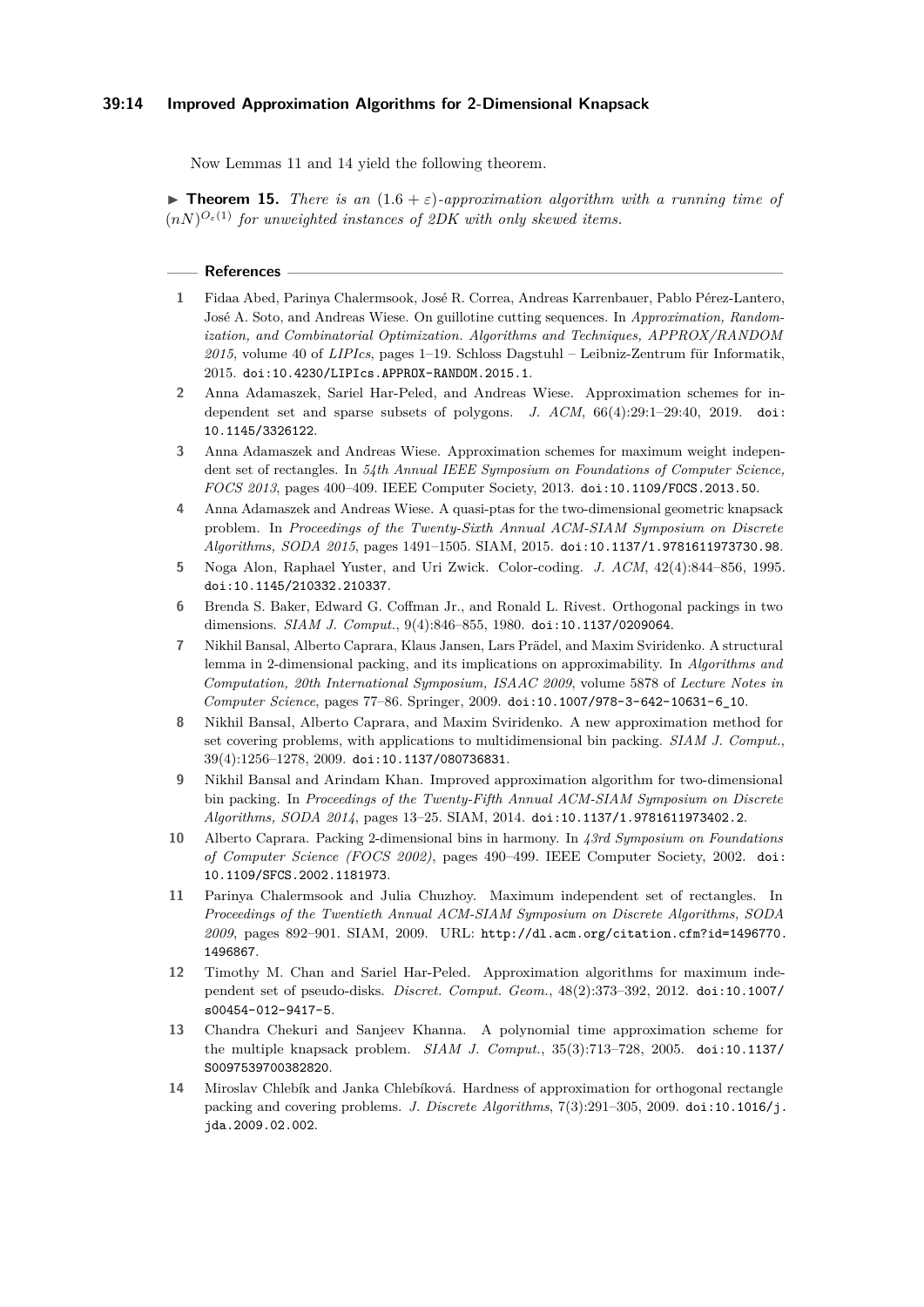Now Lemmas 11 and 14 yield the following theorem.

▶ **Theorem 15.** *There is an* $(1.6 + \varepsilon)$*-approximation algorithm with a running time of* $(nN)^{O_\varepsilon(1)}$ *for unweighted instances of 2DK with only skewed items.*

## References

1. Fidaa Abed, Parinya Chalermsook, José R. Correa, Andreas Karrenbauer, Pablo Pérez-Lantero, José A. Soto, and Andreas Wiese. On guillotine cutting sequences. In *Approximation, Randomization, and Combinatorial Optimization. Algorithms and Techniques, APPROX/RANDOM 2015*, volume 40 of *LIPIcs*, pages 1–19. Schloss Dagstuhl – Leibniz-Zentrum für Informatik, 2015. doi:10.4230/LIPIcs.APPROX-RANDOM.2015.1.
2. Anna Adamaszek, Sariel Har-Peled, and Andreas Wiese. Approximation schemes for independent set and sparse subsets of polygons. *J. ACM*, 66(4):29:1–29:40, 2019. doi:10.1145/3326122.
3. Anna Adamaszek and Andreas Wiese. Approximation schemes for maximum weight independent set of rectangles. In *54th Annual IEEE Symposium on Foundations of Computer Science, FOCS 2013*, pages 400–409. IEEE Computer Society, 2013. doi:10.1109/FOCS.2013.50.
4. Anna Adamaszek and Andreas Wiese. A quasi-ptas for the two-dimensional geometric knapsack problem. In *Proceedings of the Twenty-Sixth Annual ACM-SIAM Symposium on Discrete Algorithms, SODA 2015*, pages 1491–1505. SIAM, 2015. doi:10.1137/1.9781611973730.98.
5. Noga Alon, Raphael Yuster, and Uri Zwick. Color-coding. *J. ACM*, 42(4):844–856, 1995. doi:10.1145/210332.210337.
6. Brenda S. Baker, Edward G. Coffman Jr., and Ronald L. Rivest. Orthogonal packings in two dimensions. *SIAM J. Comput.*, 9(4):846–855, 1980. doi:10.1137/0209064.
7. Nikhil Bansal, Alberto Caprara, Klaus Jansen, Lars Prädel, and Maxim Sviridenko. A structural lemma in 2-dimensional packing, and its implications on approximability. In *Algorithms and Computation, 20th International Symposium, ISAAC 2009*, volume 5878 of *Lecture Notes in Computer Science*, pages 77–86. Springer, 2009. doi:10.1007/978-3-642-10631-6_10.
8. Nikhil Bansal, Alberto Caprara, and Maxim Sviridenko. A new approximation method for set covering problems, with applications to multidimensional bin packing. *SIAM J. Comput.*, 39(4):1256–1278, 2009. doi:10.1137/080736831.
9. Nikhil Bansal and Arindam Khan. Improved approximation algorithm for two-dimensional bin packing. In *Proceedings of the Twenty-Fifth Annual ACM-SIAM Symposium on Discrete Algorithms, SODA 2014*, pages 13–25. SIAM, 2014. doi:10.1137/1.9781611973402.2.
10. Alberto Caprara. Packing 2-dimensional bins in harmony. In *43rd Symposium on Foundations of Computer Science (FOCS 2002)*, pages 490–499. IEEE Computer Society, 2002. doi:10.1109/SFCS.2002.1181973.
11. Parinya Chalermsook and Julia Chuzhoy. Maximum independent set of rectangles. In *Proceedings of the Twentieth Annual ACM-SIAM Symposium on Discrete Algorithms, SODA 2009*, pages 892–901. SIAM, 2009. URL: http://dl.acm.org/citation.cfm?id=1496770.1496867.
12. Timothy M. Chan and Sariel Har-Peled. Approximation algorithms for maximum independent set of pseudo-disks. *Discret. Comput. Geom.*, 48(2):373–392, 2012. doi:10.1007/s00454-012-9417-5.
13. Chandra Chekuri and Sanjeev Khanna. A polynomial time approximation scheme for the multiple knapsack problem. *SIAM J. Comput.*, 35(3):713–728, 2005. doi:10.1137/S0097539700382820.
14. Miroslav Chlebík and Janka Chlebíková. Hardness of approximation for orthogonal rectangle packing and covering problems. *J. Discrete Algorithms*, 7(3):291–305, 2009. doi:10.1016/j.jda.2009.02.002.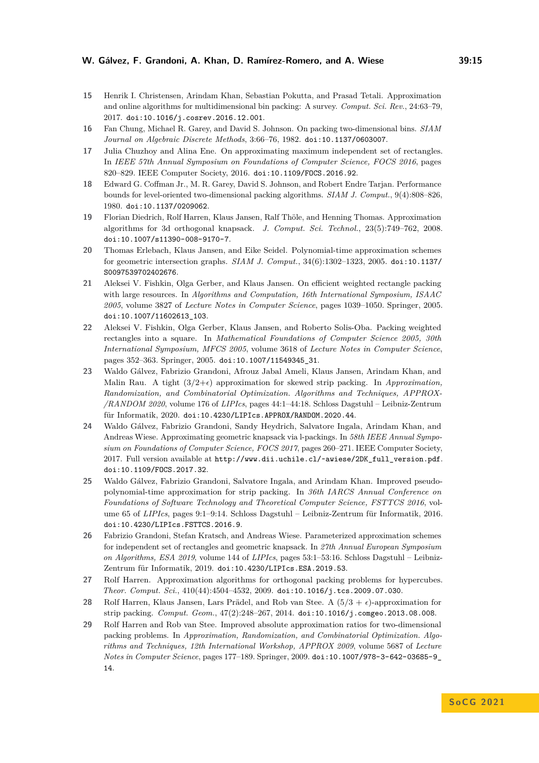15 Henrik I. Christensen, Arindam Khan, Sebastian Pokutta, and Prasad Tetali. Approximation and online algorithms for multidimensional bin packing: A survey. *Comput. Sci. Rev.*, 24:63–79, 2017. doi:10.1016/j.cosrev.2016.12.001.

16 Fan Chung, Michael R. Garey, and David S. Johnson. On packing two-dimensional bins. *SIAM Journal on Algebraic Discrete Methods*, 3:66–76, 1982. doi:10.1137/0603007.

17 Julia Chuzhoy and Alina Ene. On approximating maximum independent set of rectangles. In *IEEE 57th Annual Symposium on Foundations of Computer Science, FOCS 2016*, pages 820–829. IEEE Computer Society, 2016. doi:10.1109/FOCS.2016.92.

18 Edward G. Coffman Jr., M. R. Garey, David S. Johnson, and Robert Endre Tarjan. Performance bounds for level-oriented two-dimensional packing algorithms. *SIAM J. Comput.*, 9(4):808–826, 1980. doi:10.1137/0209062.

19 Florian Diedrich, Rolf Harren, Klaus Jansen, Ralf Thöle, and Henning Thomas. Approximation algorithms for 3d orthogonal knapsack. *J. Comput. Sci. Technol.*, 23(5):749–762, 2008. doi:10.1007/s11390-008-9170-7.

20 Thomas Erlebach, Klaus Jansen, and Eike Seidel. Polynomial-time approximation schemes for geometric intersection graphs. *SIAM J. Comput.*, 34(6):1302–1323, 2005. doi:10.1137/S0097539702402676.

21 Aleksei V. Fishkin, Olga Gerber, and Klaus Jansen. On efficient weighted rectangle packing with large resources. In *Algorithms and Computation, 16th International Symposium, ISAAC 2005*, volume 3827 of *Lecture Notes in Computer Science*, pages 1039–1050. Springer, 2005. doi:10.1007/11602613_103.

22 Aleksei V. Fishkin, Olga Gerber, Klaus Jansen, and Roberto Solis-Oba. Packing weighted rectangles into a square. In *Mathematical Foundations of Computer Science 2005, 30th International Symposium, MFCS 2005*, volume 3618 of *Lecture Notes in Computer Science*, pages 352–363. Springer, 2005. doi:10.1007/11549345_31.

23 Waldo Gálvez, Fabrizio Grandoni, Afrouz Jabal Ameli, Klaus Jansen, Arindam Khan, and Malin Rau. A tight $(3/2+\epsilon)$ approximation for skewed strip packing. In *Approximation, Randomization, and Combinatorial Optimization. Algorithms and Techniques, APPROX/RANDOM 2020*, volume 176 of *LIPIcs*, pages 44:1–44:18. Schloss Dagstuhl – Leibniz-Zentrum für Informatik, 2020. doi:10.4230/LIPIcs.APPROX/RANDOM.2020.44.

24 Waldo Gálvez, Fabrizio Grandoni, Sandy Heydrich, Salvatore Ingala, Arindam Khan, and Andreas Wiese. Approximating geometric knapsack via l-packings. In *58th IEEE Annual Symposium on Foundations of Computer Science, FOCS 2017*, pages 260–271. IEEE Computer Society, 2017. Full version available at http://www.dii.uchile.cl/~awiese/2DK_full_version.pdf. doi:10.1109/FOCS.2017.32.

25 Waldo Gálvez, Fabrizio Grandoni, Salvatore Ingala, and Arindam Khan. Improved pseudo-polynomial-time approximation for strip packing. In *36th IARCS Annual Conference on Foundations of Software Technology and Theoretical Computer Science, FSTTCS 2016*, volume 65 of *LIPIcs*, pages 9:1–9:14. Schloss Dagstuhl – Leibniz-Zentrum für Informatik, 2016. doi:10.4230/LIPIcs.FSTTCS.2016.9.

26 Fabrizio Grandoni, Stefan Kratsch, and Andreas Wiese. Parameterized approximation schemes for independent set of rectangles and geometric knapsack. In *27th Annual European Symposium on Algorithms, ESA 2019*, volume 144 of *LIPIcs*, pages 53:1–53:16. Schloss Dagstuhl – Leibniz-Zentrum für Informatik, 2019. doi:10.4230/LIPIcs.ESA.2019.53.

27 Rolf Harren. Approximation algorithms for orthogonal packing problems for hypercubes. *Theor. Comput. Sci.*, 410(44):4504–4532, 2009. doi:10.1016/j.tcs.2009.07.030.

28 Rolf Harren, Klaus Jansen, Lars Prädel, and Rob van Stee. A $(5/3+\epsilon)$-approximation for strip packing. *Comput. Geom.*, 47(2):248–267, 2014. doi:10.1016/j.comgeo.2013.08.008.

29 Rolf Harren and Rob van Stee. Improved absolute approximation ratios for two-dimensional packing problems. In *Approximation, Randomization, and Combinatorial Optimization. Algorithms and Techniques, 12th International Workshop, APPROX 2009*, volume 5687 of *Lecture Notes in Computer Science*, pages 177–189. Springer, 2009. doi:10.1007/978-3-642-03685-9_14.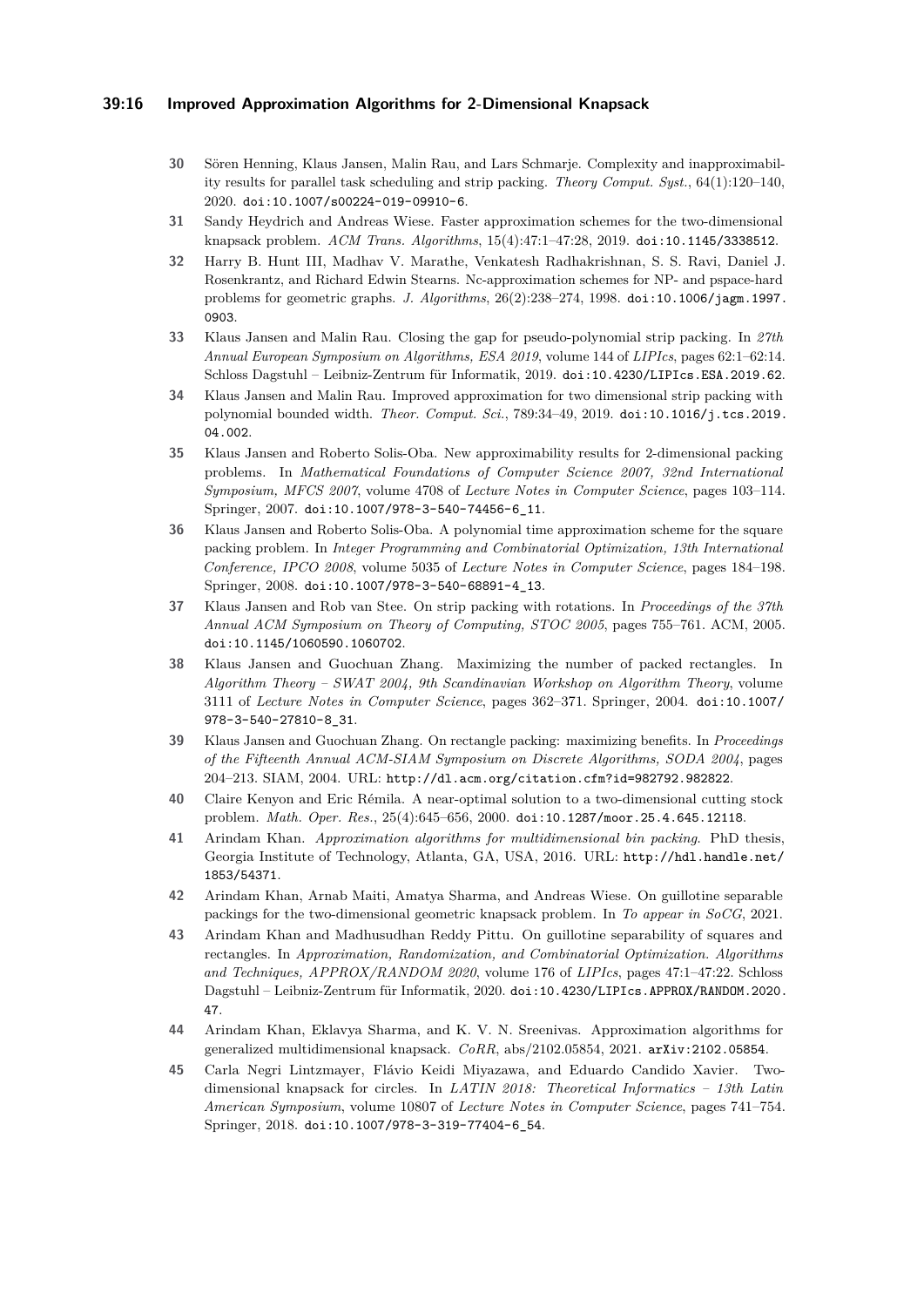30 Sören Henning, Klaus Jansen, Malin Rau, and Lars Schmarje. Complexity and inapproximability results for parallel task scheduling and strip packing. *Theory Comput. Syst.*, 64(1):120–140, 2020. doi:10.1007/s00224-019-09910-6.

31 Sandy Heydrich and Andreas Wiese. Faster approximation schemes for the two-dimensional knapsack problem. *ACM Trans. Algorithms*, 15(4):47:1–47:28, 2019. doi:10.1145/3338512.

32 Harry B. Hunt III, Madhav V. Marathe, Venkatesh Radhakrishnan, S. S. Ravi, Daniel J. Rosenkrantz, and Richard Edwin Stearns. Nc-approximation schemes for NP- and pspace-hard problems for geometric graphs. *J. Algorithms*, 26(2):238–274, 1998. doi:10.1006/jagm.1997.0903.

33 Klaus Jansen and Malin Rau. Closing the gap for pseudo-polynomial strip packing. In *27th Annual European Symposium on Algorithms, ESA 2019*, volume 144 of *LIPIcs*, pages 62:1–62:14. Schloss Dagstuhl – Leibniz-Zentrum für Informatik, 2019. doi:10.4230/LIPIcs.ESA.2019.62.

34 Klaus Jansen and Malin Rau. Improved approximation for two dimensional strip packing with polynomial bounded width. *Theor. Comput. Sci.*, 789:34–49, 2019. doi:10.1016/j.tcs.2019.04.002.

35 Klaus Jansen and Roberto Solis-Oba. New approximability results for 2-dimensional packing problems. In *Mathematical Foundations of Computer Science 2007, 32nd International Symposium, MFCS 2007*, volume 4708 of *Lecture Notes in Computer Science*, pages 103–114. Springer, 2007. doi:10.1007/978-3-540-74456-6_11.

36 Klaus Jansen and Roberto Solis-Oba. A polynomial time approximation scheme for the square packing problem. In *Integer Programming and Combinatorial Optimization, 13th International Conference, IPCO 2008*, volume 5035 of *Lecture Notes in Computer Science*, pages 184–198. Springer, 2008. doi:10.1007/978-3-540-68891-4_13.

37 Klaus Jansen and Rob van Stee. On strip packing with rotations. In *Proceedings of the 37th Annual ACM Symposium on Theory of Computing, STOC 2005*, pages 755–761. ACM, 2005. doi:10.1145/1060590.1060702.

38 Klaus Jansen and Guochuan Zhang. Maximizing the number of packed rectangles. In *Algorithm Theory – SWAT 2004, 9th Scandinavian Workshop on Algorithm Theory*, volume 3111 of *Lecture Notes in Computer Science*, pages 362–371. Springer, 2004. doi:10.1007/978-3-540-27810-8_31.

39 Klaus Jansen and Guochuan Zhang. On rectangle packing: maximizing benefits. In *Proceedings of the Fifteenth Annual ACM-SIAM Symposium on Discrete Algorithms, SODA 2004*, pages 204–213. SIAM, 2004. URL: http://dl.acm.org/citation.cfm?id=982792.982822.

40 Claire Kenyon and Eric Rémila. A near-optimal solution to a two-dimensional cutting stock problem. *Math. Oper. Res.*, 25(4):645–656, 2000. doi:10.1287/moor.25.4.645.12118.

41 Arindam Khan. *Approximation algorithms for multidimensional bin packing*. PhD thesis, Georgia Institute of Technology, Atlanta, GA, USA, 2016. URL: http://hdl.handle.net/1853/54371.

42 Arindam Khan, Arnab Maiti, Amatya Sharma, and Andreas Wiese. On guillotine separable packings for the two-dimensional geometric knapsack problem. In *To appear in SoCG*, 2021.

43 Arindam Khan and Madhusudhan Reddy Pittu. On guillotine separability of squares and rectangles. In *Approximation, Randomization, and Combinatorial Optimization. Algorithms and Techniques, APPROX/RANDOM 2020*, volume 176 of *LIPIcs*, pages 47:1–47:22. Schloss Dagstuhl – Leibniz-Zentrum für Informatik, 2020. doi:10.4230/LIPIcs.APPROX/RANDOM.2020.47.

44 Arindam Khan, Eklavya Sharma, and K. V. N. Sreenivas. Approximation algorithms for generalized multidimensional knapsack. *CoRR*, abs/2102.05854, 2021. arXiv:2102.05854.

45 Carla Negri Lintzmayer, Flávio Keidi Miyazawa, and Eduardo Candido Xavier. Two-dimensional knapsack for circles. In *LATIN 2018: Theoretical Informatics – 13th Latin American Symposium*, volume 10807 of *Lecture Notes in Computer Science*, pages 741–754. Springer, 2018. doi:10.1007/978-3-319-77404-6_54.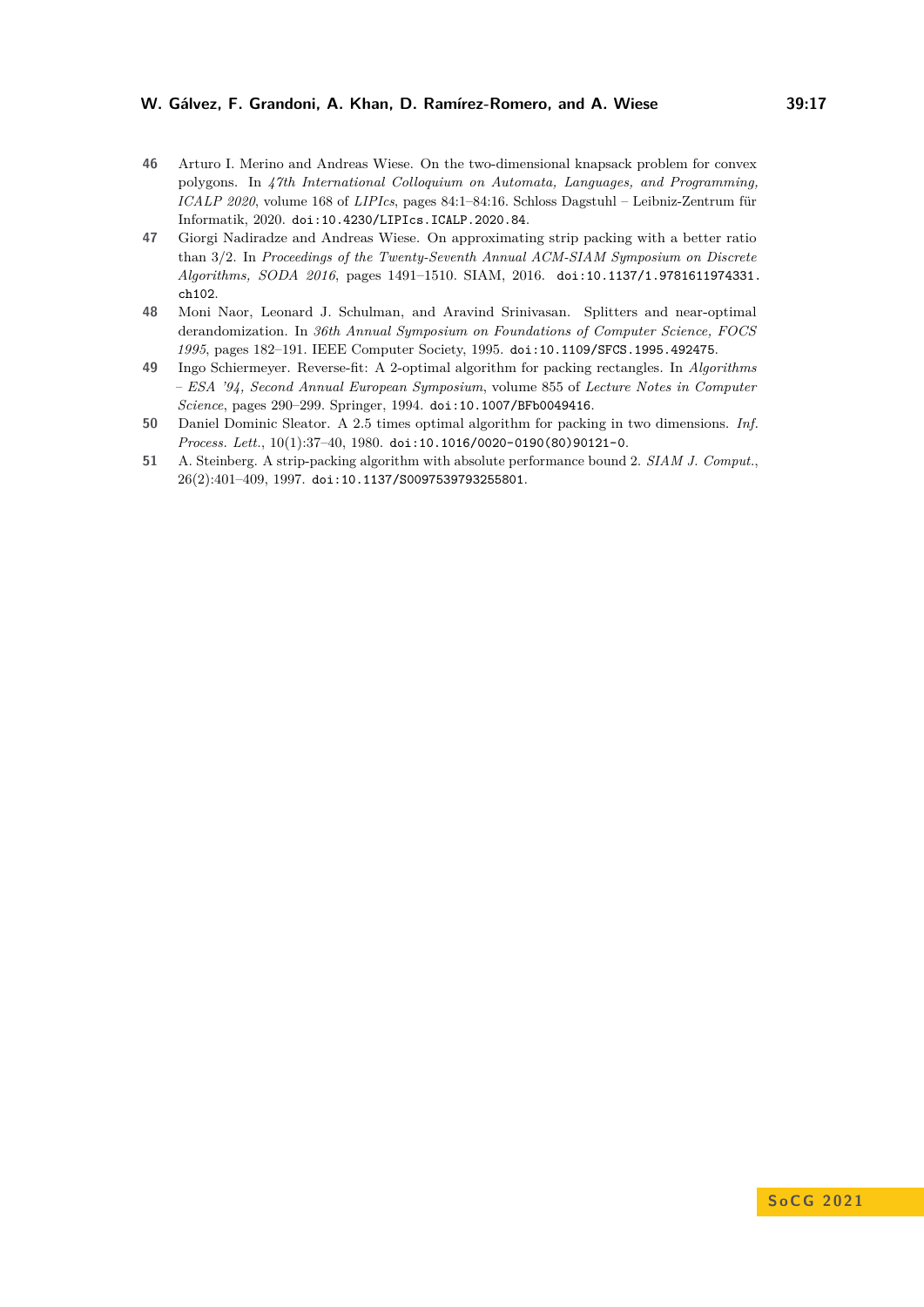46 Arturo I. Merino and Andreas Wiese. On the two-dimensional knapsack problem for convex polygons. In *47th International Colloquium on Automata, Languages, and Programming, ICALP 2020*, volume 168 of *LIPIcs*, pages 84:1–84:16. Schloss Dagstuhl – Leibniz-Zentrum für Informatik, 2020. doi:10.4230/LIPIcs.ICALP.2020.84.

47 Giorgi Nadiradze and Andreas Wiese. On approximating strip packing with a better ratio than 3/2. In *Proceedings of the Twenty-Seventh Annual ACM-SIAM Symposium on Discrete Algorithms, SODA 2016*, pages 1491–1510. SIAM, 2016. doi:10.1137/1.9781611974331.ch102.

48 Moni Naor, Leonard J. Schulman, and Aravind Srinivasan. Splitters and near-optimal derandomization. In *36th Annual Symposium on Foundations of Computer Science, FOCS 1995*, pages 182–191. IEEE Computer Society, 1995. doi:10.1109/SFCS.1995.492475.

49 Ingo Schiermeyer. Reverse-fit: A 2-optimal algorithm for packing rectangles. In *Algorithms – ESA '94, Second Annual European Symposium*, volume 855 of *Lecture Notes in Computer Science*, pages 290–299. Springer, 1994. doi:10.1007/BFb0049416.

50 Daniel Dominic Sleator. A 2.5 times optimal algorithm for packing in two dimensions. *Inf. Process. Lett.*, 10(1):37–40, 1980. doi:10.1016/0020-0190(80)90121-0.

51 A. Steinberg. A strip-packing algorithm with absolute performance bound 2. *SIAM J. Comput.*, 26(2):401–409, 1997. doi:10.1137/S0097539793255801.